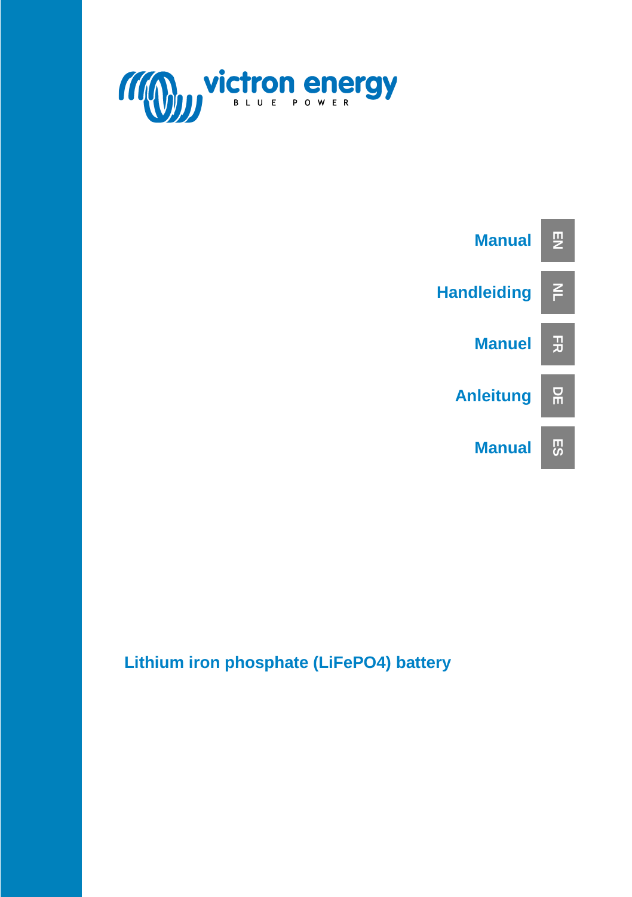victron energy

BLUE POWER

Manual EN

Handleiding NL

Manuel FR

Anleitung DE

Manual ES

# Lithium iron phosphate (LiFePO4) battery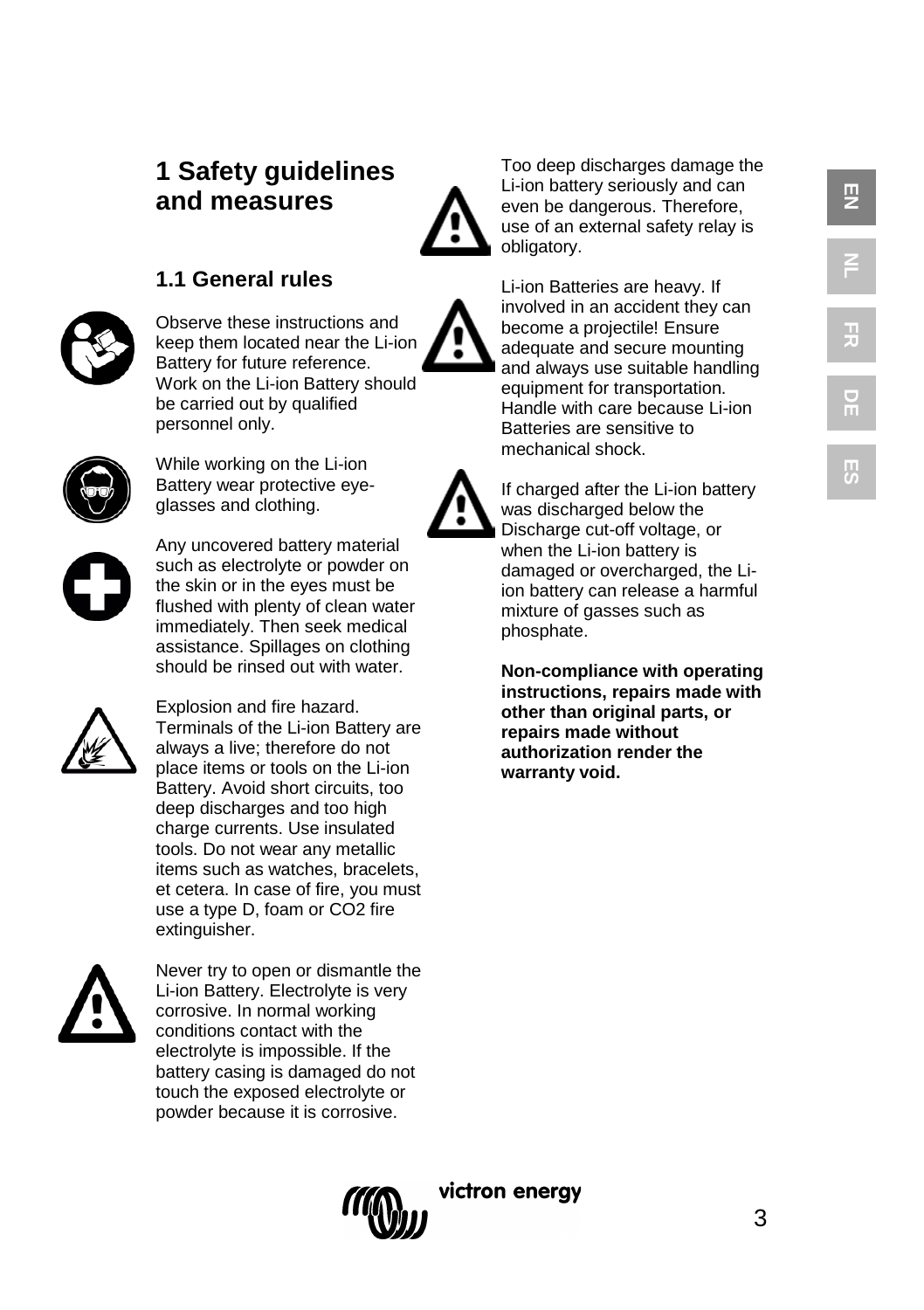# 1 Safety guidelines and measures

## 1.1 General rules

Observe these instructions and keep them located near the Li-ion Battery for future reference. Work on the Li-ion Battery should be carried out by qualified personnel only.

While working on the Li-ion Battery wear protective eye-glasses and clothing.

Any uncovered battery material such as electrolyte or powder on the skin or in the eyes must be flushed with plenty of clean water immediately. Then seek medical assistance. Spillages on clothing should be rinsed out with water.

Explosion and fire hazard. Terminals of the Li-ion Battery are always a live; therefore do not place items or tools on the Li-ion Battery. Avoid short circuits, too deep discharges and too high charge currents. Use insulated tools. Do not wear any metallic items such as watches, bracelets, et cetera. In case of fire, you must use a type D, foam or $CO_2$ fire extinguisher.

Never try to open or dismantle the Li-ion Battery. Electrolyte is very corrosive. In normal working conditions contact with the electrolyte is impossible. If the battery casing is damaged do not touch the exposed electrolyte or powder because it is corrosive.

Too deep discharges damage the Li-ion battery seriously and can even be dangerous. Therefore, use of an external safety relay is obligatory.

Li-ion Batteries are heavy. If involved in an accident they can become a projectile! Ensure adequate and secure mounting and always use suitable handling equipment for transportation. Handle with care because Li-ion Batteries are sensitive to mechanical shock.

If charged after the Li-ion battery was discharged below the Discharge cut-off voltage, or when the Li-ion battery is damaged or overcharged, the Li-ion battery can release a harmful mixture of gasses such as phosphate.

**Non-compliance with operating instructions, repairs made with other than original parts, or repairs made without authorization render the warranty void.**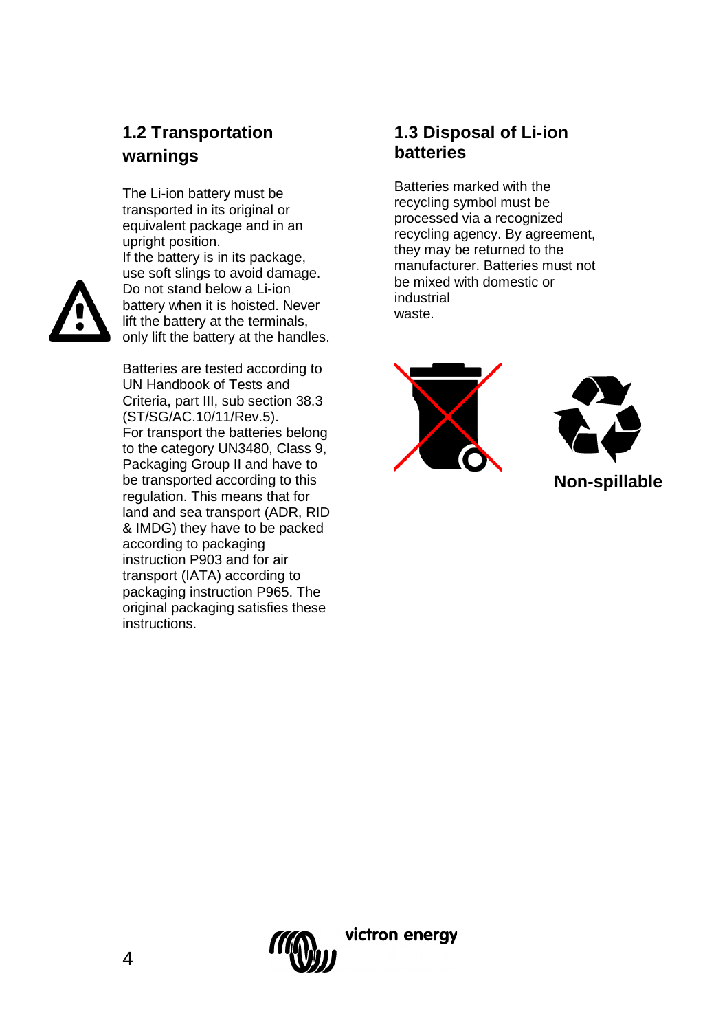## 1.2 Transportation warnings

The Li-ion battery must be transported in its original or equivalent package and in an upright position.
If the battery is in its package, use soft slings to avoid damage.
Do not stand below a Li-ion battery when it is hoisted. Never lift the battery at the terminals, only lift the battery at the handles.

Batteries are tested according to UN Handbook of Tests and Criteria, part III, sub section 38.3 (ST/SG/AC.10/11/Rev.5).
For transport the batteries belong to the category UN3480, Class 9, Packaging Group II and have to be transported according to this regulation. This means that for land and sea transport (ADR, RID & IMDG) they have to be packed according to packaging instruction P903 and for air transport (IATA) according to packaging instruction P965. The original packaging satisfies these instructions.

## 1.3 Disposal of Li-ion batteries

Batteries marked with the recycling symbol must be processed via a recognized recycling agency. By agreement, they may be returned to the manufacturer. Batteries must not be mixed with domestic or industrial waste.

**Non-spillable**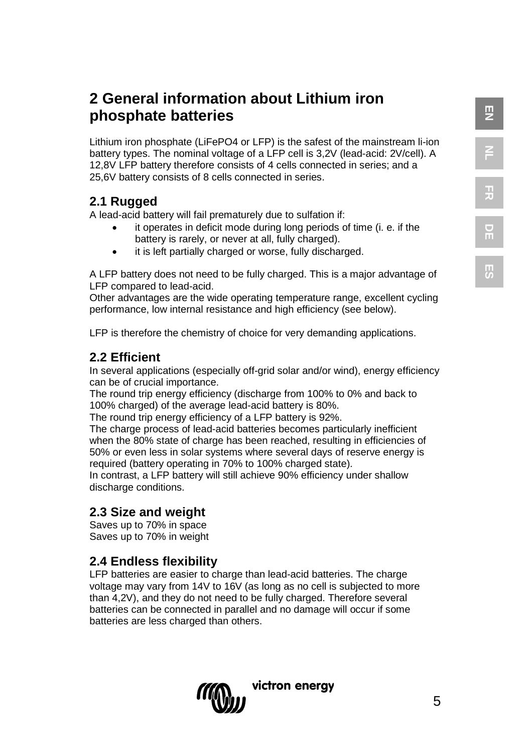# 2 General information about Lithium iron phosphate batteries

Lithium iron phosphate (LiFePO4 or LFP) is the safest of the mainstream li-ion battery types. The nominal voltage of a LFP cell is 3,2V (lead-acid: 2V/cell). A 12,8V LFP battery therefore consists of 4 cells connected in series; and a 25,6V battery consists of 8 cells connected in series.

## 2.1 Rugged

A lead-acid battery will fail prematurely due to sulfation if:

- it operates in deficit mode during long periods of time (i. e. if the battery is rarely, or never at all, fully charged).
- it is left partially charged or worse, fully discharged.

A LFP battery does not need to be fully charged. This is a major advantage of LFP compared to lead-acid.
Other advantages are the wide operating temperature range, excellent cycling performance, low internal resistance and high efficiency (see below).

LFP is therefore the chemistry of choice for very demanding applications.

## 2.2 Efficient

In several applications (especially off-grid solar and/or wind), energy efficiency can be of crucial importance.
The round trip energy efficiency (discharge from 100% to 0% and back to 100% charged) of the average lead-acid battery is 80%.
The round trip energy efficiency of a LFP battery is 92%.
The charge process of lead-acid batteries becomes particularly inefficient when the 80% state of charge has been reached, resulting in efficiencies of 50% or even less in solar systems where several days of reserve energy is required (battery operating in 70% to 100% charged state).
In contrast, a LFP battery will still achieve 90% efficiency under shallow discharge conditions.

## 2.3 Size and weight

Saves up to 70% in space
Saves up to 70% in weight

## 2.4 Endless flexibility

LFP batteries are easier to charge than lead-acid batteries. The charge voltage may vary from 14V to 16V (as long as no cell is subjected to more than 4,2V), and they do not need to be fully charged. Therefore several batteries can be connected in parallel and no damage will occur if some batteries are less charged than others.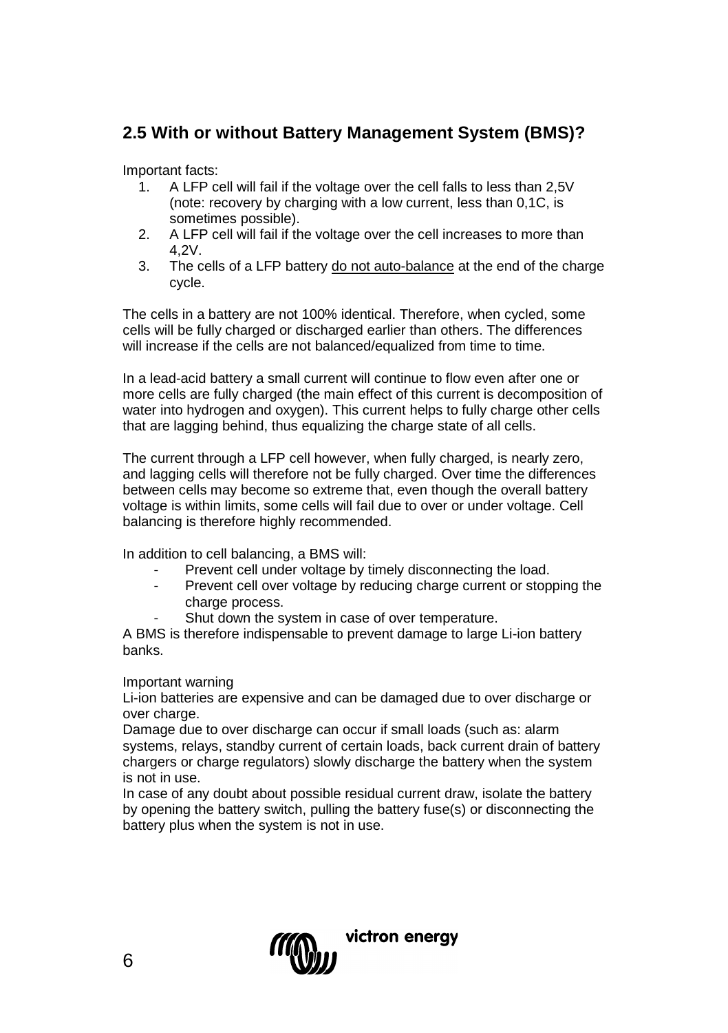## 2.5 With or without Battery Management System (BMS)?

Important facts:

1. A LFP cell will fail if the voltage over the cell falls to less than 2,5V (note: recovery by charging with a low current, less than 0,1C, is sometimes possible).
2. A LFP cell will fail if the voltage over the cell increases to more than 4,2V.
3. The cells of a LFP battery <u>do not auto-balance</u> at the end of the charge cycle.

The cells in a battery are not 100% identical. Therefore, when cycled, some cells will be fully charged or discharged earlier than others. The differences will increase if the cells are not balanced/equalized from time to time.

In a lead-acid battery a small current will continue to flow even after one or more cells are fully charged (the main effect of this current is decomposition of water into hydrogen and oxygen). This current helps to fully charge other cells that are lagging behind, thus equalizing the charge state of all cells.

The current through a LFP cell however, when fully charged, is nearly zero, and lagging cells will therefore not be fully charged. Over time the differences between cells may become so extreme that, even though the overall battery voltage is within limits, some cells will fail due to over or under voltage. Cell balancing is therefore highly recommended.

In addition to cell balancing, a BMS will:

- Prevent cell under voltage by timely disconnecting the load.
- Prevent cell over voltage by reducing charge current or stopping the charge process.
- Shut down the system in case of over temperature.

A BMS is therefore indispensable to prevent damage to large Li-ion battery banks.

Important warning

Li-ion batteries are expensive and can be damaged due to over discharge or over charge.

Damage due to over discharge can occur if small loads (such as: alarm systems, relays, standby current of certain loads, back current drain of battery chargers or charge regulators) slowly discharge the battery when the system is not in use.

In case of any doubt about possible residual current draw, isolate the battery by opening the battery switch, pulling the battery fuse(s) or disconnecting the battery plus when the system is not in use.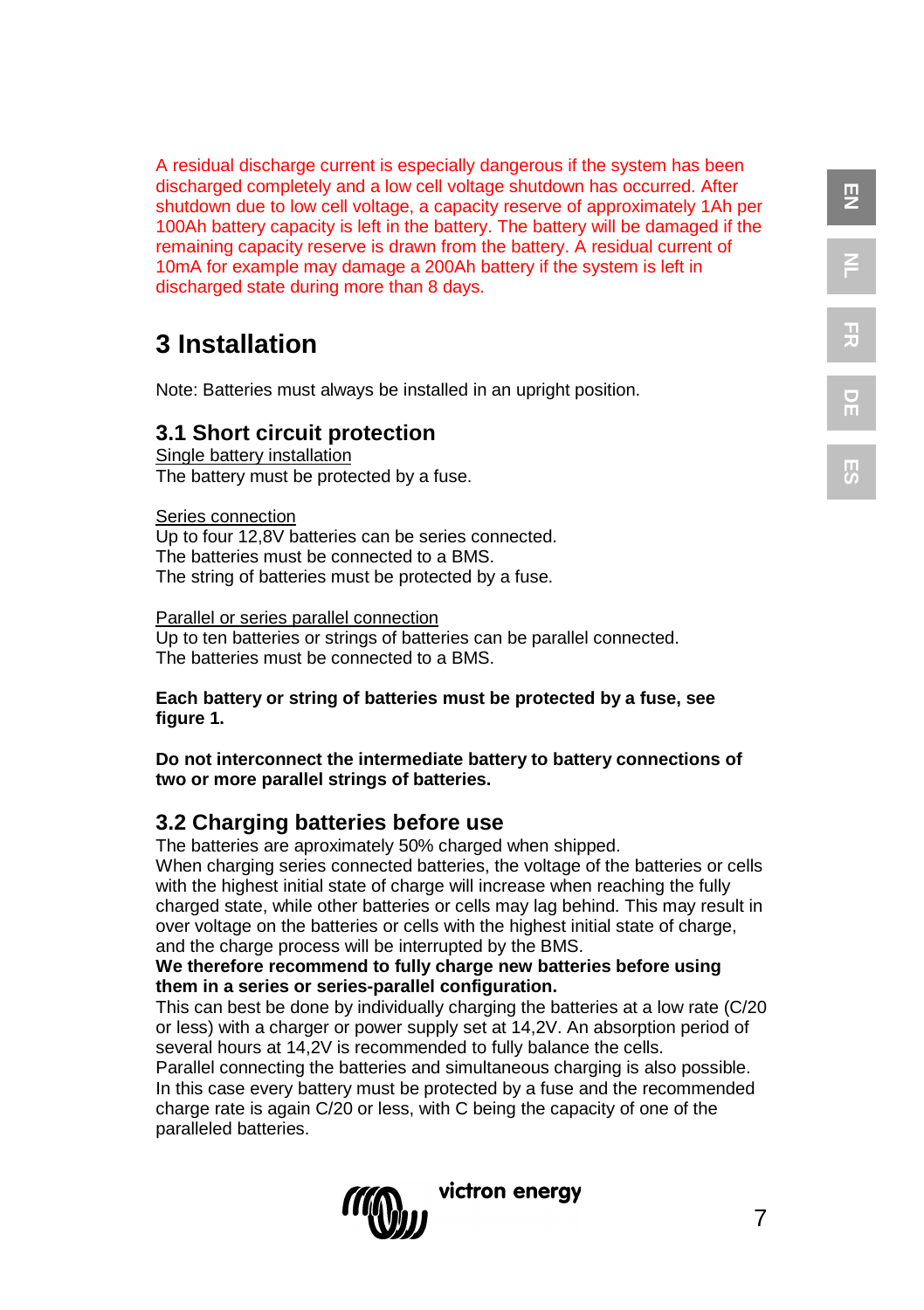A residual discharge current is especially dangerous if the system has been discharged completely and a low cell voltage shutdown has occurred. After shutdown due to low cell voltage, a capacity reserve of approximately 1Ah per 100Ah battery capacity is left in the battery. The battery will be damaged if the remaining capacity reserve is drawn from the battery. A residual current of 10mA for example may damage a 200Ah battery if the system is left in discharged state during more than 8 days.

# 3 Installation

Note: Batteries must always be installed in an upright position.

## 3.1 Short circuit protection

Single battery installation
The battery must be protected by a fuse.

Series connection
Up to four 12,8V batteries can be series connected.
The batteries must be connected to a BMS.
The string of batteries must be protected by a fuse.

Parallel or series parallel connection
Up to ten batteries or strings of batteries can be parallel connected.
The batteries must be connected to a BMS.

**Each battery or string of batteries must be protected by a fuse, see figure 1.**

**Do not interconnect the intermediate battery to battery connections of two or more parallel strings of batteries.**

## 3.2 Charging batteries before use

The batteries are aproximately 50% charged when shipped.
When charging series connected batteries, the voltage of the batteries or cells with the highest initial state of charge will increase when reaching the fully charged state, while other batteries or cells may lag behind. This may result in over voltage on the batteries or cells with the highest initial state of charge, and the charge process will be interrupted by the BMS.
**We therefore recommend to fully charge new batteries before using them in a series or series-parallel configuration.**
This can best be done by individually charging the batteries at a low rate (C/20 or less) with a charger or power supply set at 14,2V. An absorption period of several hours at 14,2V is recommended to fully balance the cells.
Parallel connecting the batteries and simultaneous charging is also possible. In this case every battery must be protected by a fuse and the recommended charge rate is again C/20 or less, with C being the capacity of one of the paralleled batteries.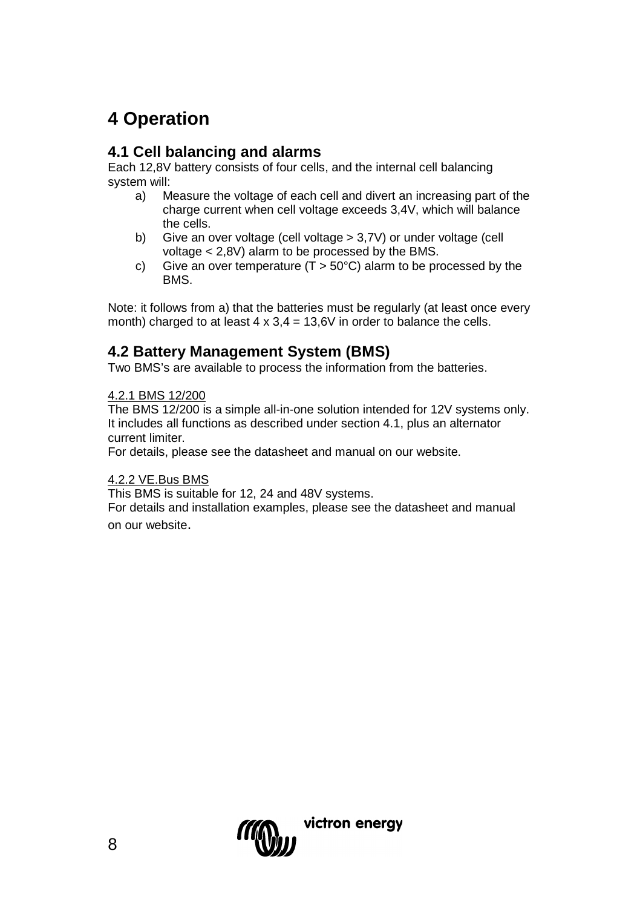# 4 Operation

## 4.1 Cell balancing and alarms

Each 12,8V battery consists of four cells, and the internal cell balancing system will:

a) Measure the voltage of each cell and divert an increasing part of the charge current when cell voltage exceeds 3,4V, which will balance the cells.
b) Give an over voltage (cell voltage > 3,7V) or under voltage (cell voltage < 2,8V) alarm to be processed by the BMS.
c) Give an over temperature (T > 50°C) alarm to be processed by the BMS.

Note: it follows from a) that the batteries must be regularly (at least once every month) charged to at least 4 x 3,4 = 13,6V in order to balance the cells.

## 4.2 Battery Management System (BMS)

Two BMS's are available to process the information from the batteries.

4.2.1 BMS 12/200

The BMS 12/200 is a simple all-in-one solution intended for 12V systems only. It includes all functions as described under section 4.1, plus an alternator current limiter.
For details, please see the datasheet and manual on our website.

4.2.2 VE.Bus BMS

This BMS is suitable for 12, 24 and 48V systems.
For details and installation examples, please see the datasheet and manual on our website.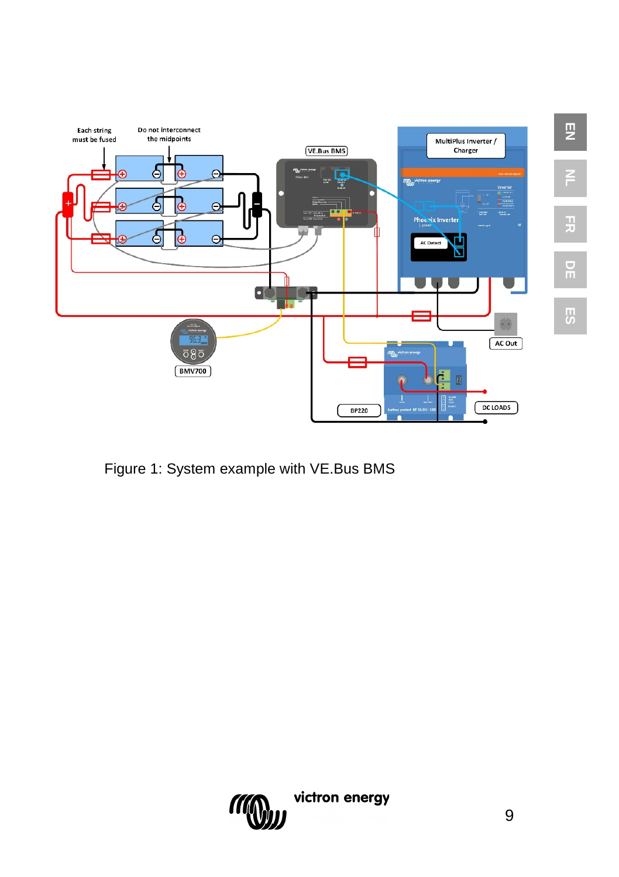Figure 1: System example with VE.Bus BMS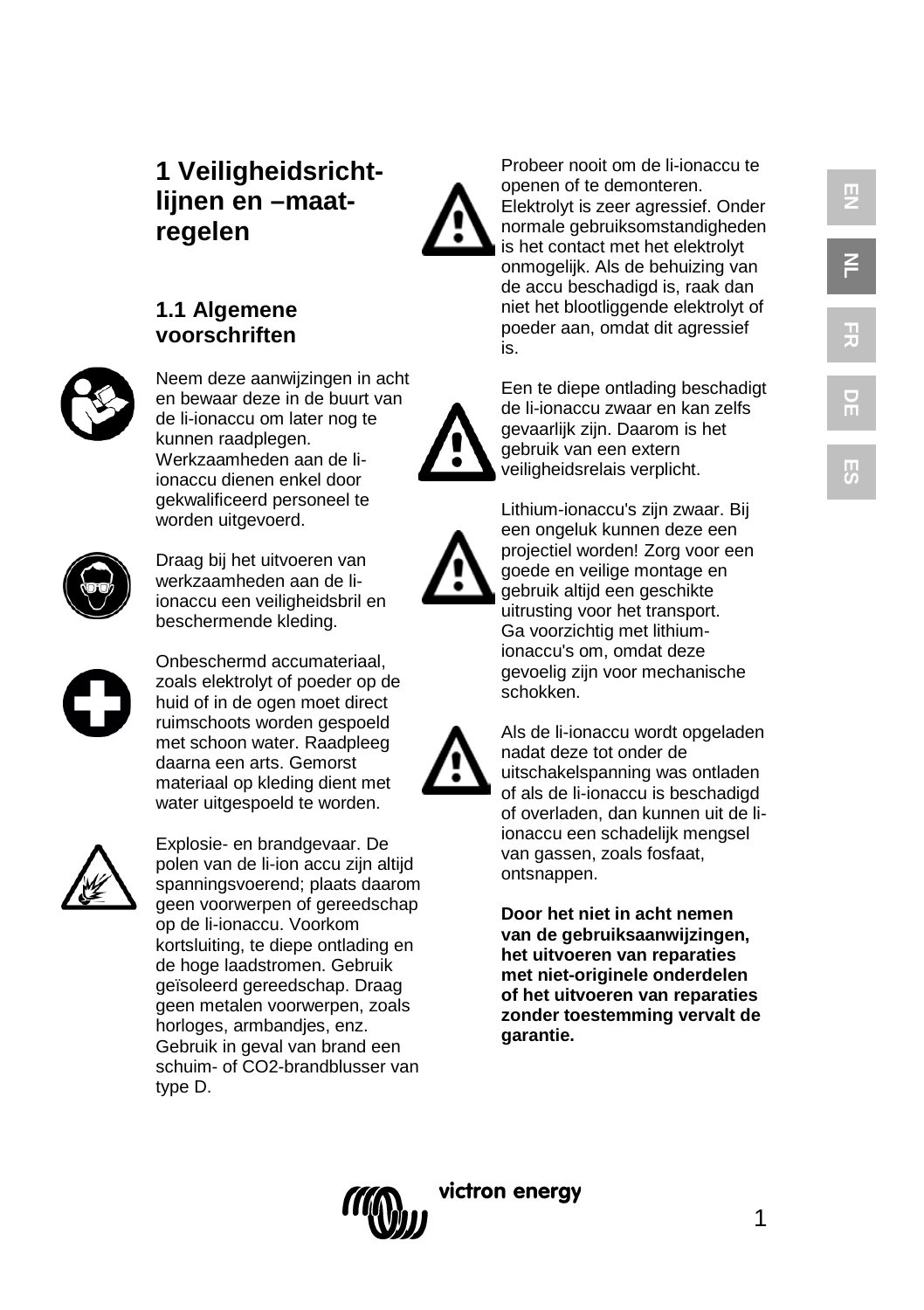# 1 Veiligheidsricht-lijnen en –maat-regelen

## 1.1 Algemene voorschriften

Neem deze aanwijzingen in acht en bewaar deze in de buurt van de li-ionaccu om later nog te kunnen raadplegen. Werkzaamheden aan de li-ionaccu dienen enkel door gekwalificeerd personeel te worden uitgevoerd.

Draag bij het uitvoeren van werkzaamheden aan de li-ionaccu een veiligheidsbril en beschermende kleding.

Onbeschermd accumateriaal, zoals elektrolyt of poeder op de huid of in de ogen moet direct ruimschoots worden gespoeld met schoon water. Raadpleeg daarna een arts. Gemorst materiaal op kleding dient met water uitgespoeld te worden.

Explosie- en brandgevaar. De polen van de li-ion accu zijn altijd spanningsvoerend; plaats daarom geen voorwerpen of gereedschap op de li-ionaccu. Voorkom kortsluiting, te diepe ontlading en de hoge laadstromen. Gebruik geïsoleerd gereedschap. Draag geen metalen voorwerpen, zoals horloges, armbandjes, enz. Gebruik in geval van brand een schuim- of $CO_2$-brandblusser van type D.

Probeer nooit om de li-ionaccu te openen of te demonteren. Elektrolyt is zeer agressief. Onder normale gebruiksomstandigheden is het contact met het elektrolyt onmogelijk. Als de behuizing van de accu beschadigd is, raak dan niet het blootliggende elektrolyt of poeder aan, omdat dit agressief is.

Een te diepe ontlading beschadigt de li-ionaccu zwaar en kan zelfs gevaarlijk zijn. Daarom is het gebruik van een extern veiligheidsrelais verplicht.

Lithium-ionaccu's zijn zwaar. Bij een ongeluk kunnen deze een projectiel worden! Zorg voor een goede en veilige montage en gebruik altijd een geschikte uitrusting voor het transport. Ga voorzichtig met lithium-ionaccu's om, omdat deze gevoelig zijn voor mechanische schokken.

Als de li-ionaccu wordt opgeladen nadat deze tot onder de uitschakelspanning was ontladen of als de li-ionaccu is beschadigd of overladen, dan kunnen uit de li-ionaccu een schadelijk mengsel van gassen, zoals fosfaat, ontsnappen.

**Door het niet in acht nemen van de gebruiksaanwijzingen, het uitvoeren van reparaties met niet-originele onderdelen of het uitvoeren van reparaties zonder toestemming vervalt de garantie.**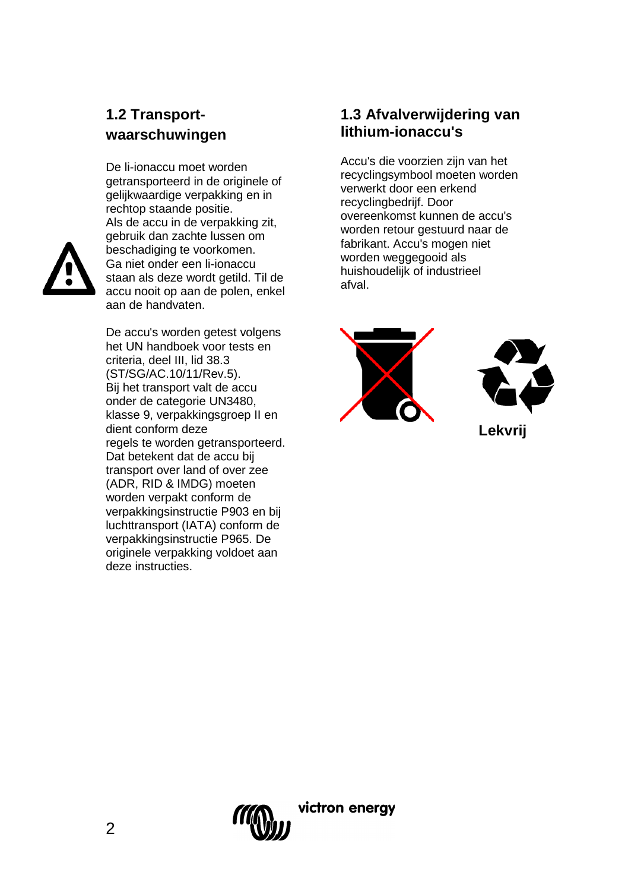## 1.2 Transport-waarschuwingen

De li-ionaccu moet worden getransporteerd in de originele of gelijkwaardige verpakking en in rechtop staande positie.
Als de accu in de verpakking zit, gebruik dan zachte lussen om beschadiging te voorkomen.
Ga niet onder een li-ionaccu staan als deze wordt getild. Til de accu nooit op aan de polen, enkel aan de handvaten.

De accu's worden getest volgens het UN handboek voor tests en criteria, deel III, lid 38.3 (ST/SG/AC.10/11/Rev.5).
Bij het transport valt de accu onder de categorie UN3480, klasse 9, verpakkingsgroep II en dient conform deze regels te worden getransporteerd.
Dat betekent dat de accu bij transport over land of over zee (ADR, RID & IMDG) moeten worden verpakt conform de verpakkingsinstructie P903 en bij luchttransport (IATA) conform de verpakkingsinstructie P965. De originele verpakking voldoet aan deze instructies.

## 1.3 Afvalverwijdering van lithium-ionaccu's

Accu's die voorzien zijn van het recyclingsymbool moeten worden verwerkt door een erkend recyclingbedrijf. Door overeenkomst kunnen de accu's worden retour gestuurd naar de fabrikant. Accu's mogen niet worden weggegooid als huishoudelijk of industrieel afval.

**Lekvrij**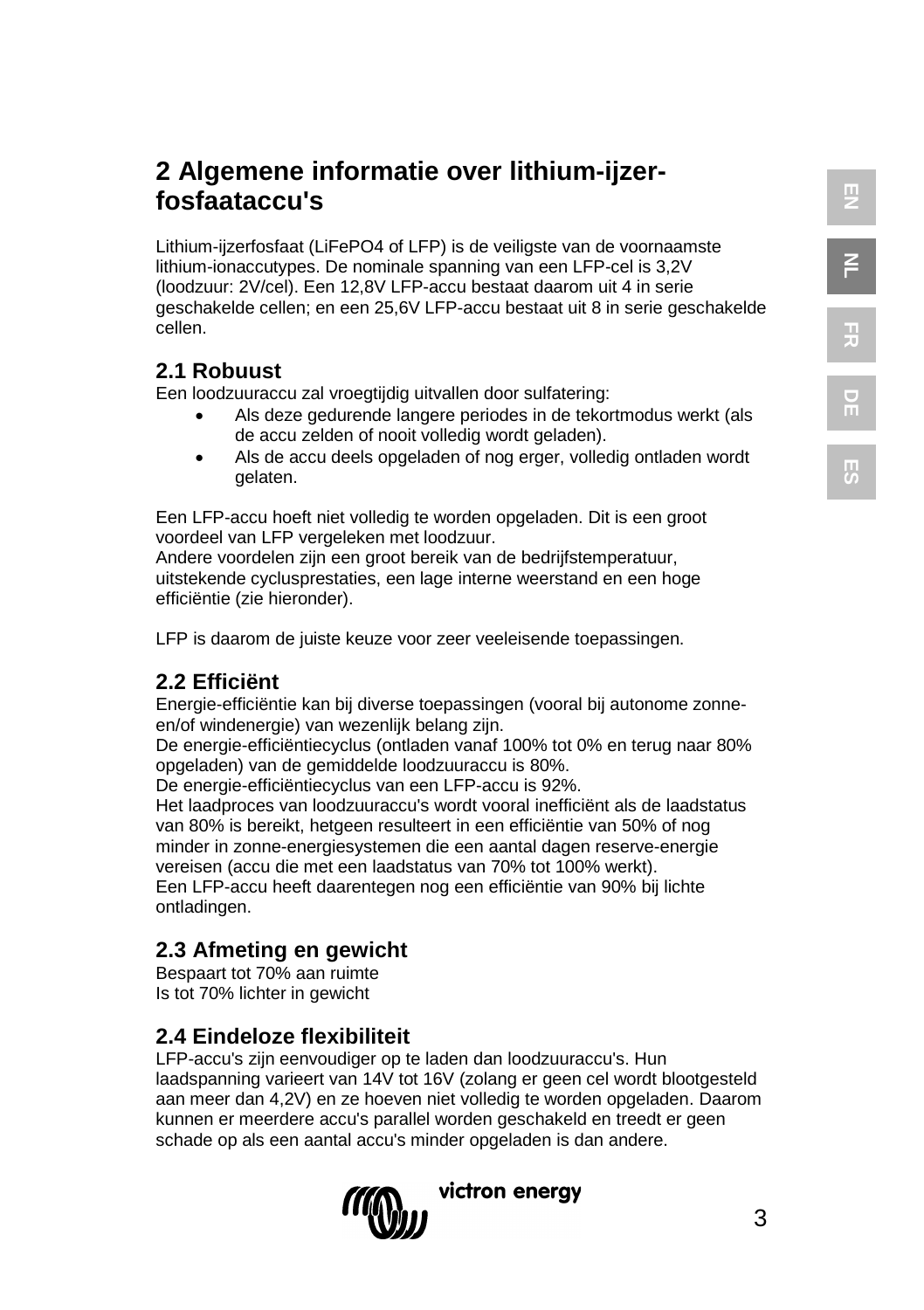# 2 Algemene informatie over lithium-ijzer-fosfaataccu's

Lithium-ijzerfosfaat (LiFePO4 of LFP) is de veiligste van de voornaamste lithium-ionaccutypes. De nominale spanning van een LFP-cel is 3,2V (loodzuur: 2V/cel). Een 12,8V LFP-accu bestaat daarom uit 4 in serie geschakelde cellen; en een 25,6V LFP-accu bestaat uit 8 in serie geschakelde cellen.

## 2.1 Robuust

Een loodzuuraccu zal vroegtijdig uitvallen door sulfatering:

- Als deze gedurende langere periodes in de tekortmodus werkt (als de accu zelden of nooit volledig wordt geladen).
- Als de accu deels opgeladen of nog erger, volledig ontladen wordt gelaten.

Een LFP-accu hoeft niet volledig te worden opgeladen. Dit is een groot voordeel van LFP vergeleken met loodzuur.
Andere voordelen zijn een groot bereik van de bedrijfstemperatuur, uitstekende cyclusprestaties, een lage interne weerstand en een hoge efficiëntie (zie hieronder).

LFP is daarom de juiste keuze voor zeer veeleisende toepassingen.

## 2.2 Efficiënt

Energie-efficiëntie kan bij diverse toepassingen (vooral bij autonome zonne-en/of windenergie) van wezenlijk belang zijn.
De energie-efficiëntiecyclus (ontladen vanaf 100% tot 0% en terug naar 80% opgeladen) van de gemiddelde loodzuuraccu is 80%.
De energie-efficiëntiecyclus van een LFP-accu is 92%.
Het laadproces van loodzuuraccu's wordt vooral inefficiënt als de laadstatus van 80% is bereikt, hetgeen resulteert in een efficiëntie van 50% of nog minder in zonne-energiesystemen die een aantal dagen reserve-energie vereisen (accu die met een laadstatus van 70% tot 100% werkt).
Een LFP-accu heeft daarentegen nog een efficiëntie van 90% bij lichte ontladingen.

## 2.3 Afmeting en gewicht

Bespaart tot 70% aan ruimte
Is tot 70% lichter in gewicht

## 2.4 Eindeloze flexibiliteit

LFP-accu's zijn eenvoudiger op te laden dan loodzuuraccu's. Hun laadspanning varieert van 14V tot 16V (zolang er geen cel wordt blootgesteld aan meer dan 4,2V) en ze hoeven niet volledig te worden opgeladen. Daarom kunnen er meerdere accu's parallel worden geschakeld en treedt er geen schade op als een aantal accu's minder opgeladen is dan andere.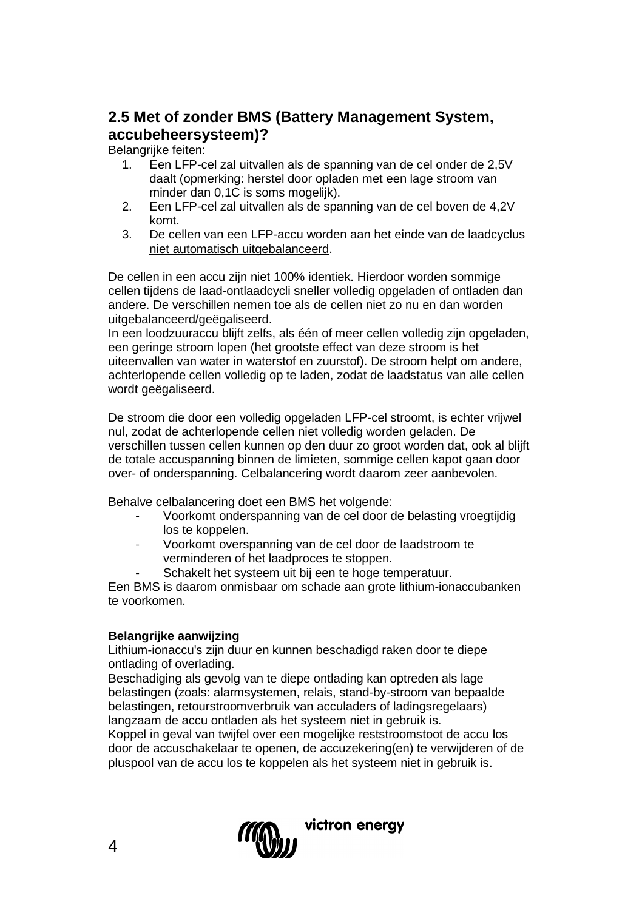## 2.5 Met of zonder BMS (Battery Management System, accubeheersysteem)?

Belangrijke feiten:

1. Een LFP-cel zal uitvallen als de spanning van de cel onder de 2,5V daalt (opmerking: herstel door opladen met een lage stroom van minder dan 0,1C is soms mogelijk).
2. Een LFP-cel zal uitvallen als de spanning van de cel boven de 4,2V komt.
3. De cellen van een LFP-accu worden aan het einde van de laadcyclus niet automatisch uitgebalanceerd.

De cellen in een accu zijn niet 100% identiek. Hierdoor worden sommige cellen tijdens de laad-ontlaadcycli sneller volledig opgeladen of ontladen dan andere. De verschillen nemen toe als de cellen niet zo nu en dan worden uitgebalanceerd/geëgaliseerd.
In een loodzuuraccu blijft zelfs, als één of meer cellen volledig zijn opgeladen, een geringe stroom lopen (het grootste effect van deze stroom is het uiteenvallen van water in waterstof en zuurstof). De stroom helpt om andere, achterlopende cellen volledig op te laden, zodat de laadstatus van alle cellen wordt geëgaliseerd.

De stroom die door een volledig opgeladen LFP-cel stroomt, is echter vrijwel nul, zodat de achterlopende cellen niet volledig worden geladen. De verschillen tussen cellen kunnen op den duur zo groot worden dat, ook al blijft de totale accuspanning binnen de limieten, sommige cellen kapot gaan door over- of onderspanning. Celbalancering wordt daarom zeer aanbevolen.

Behalve celbalancering doet een BMS het volgende:

- Voorkomt onderspanning van de cel door de belasting vroegtijdig los te koppelen.
- Voorkomt overspanning van de cel door de laadstroom te verminderen of het laadproces te stoppen.
- Schakelt het systeem uit bij een te hoge temperatuur.

Een BMS is daarom onmisbaar om schade aan grote lithium-ionaccubanken te voorkomen.

**Belangrijke aanwijzing**

Lithium-ionaccu's zijn duur en kunnen beschadigd raken door te diepe ontlading of overlading.
Beschadiging als gevolg van te diepe ontlading kan optreden als lage belastingen (zoals: alarmsystemen, relais, stand-by-stroom van bepaalde belastingen, retourstroomverbruik van acculaders of ladingsregelaars) langzaam de accu ontladen als het systeem niet in gebruik is.
Koppel in geval van twijfel over een mogelijke reststroomstoot de accu los door de accuschakelaar te openen, de accuzekering(en) te verwijderen of de pluspool van de accu los te koppelen als het systeem niet in gebruik is.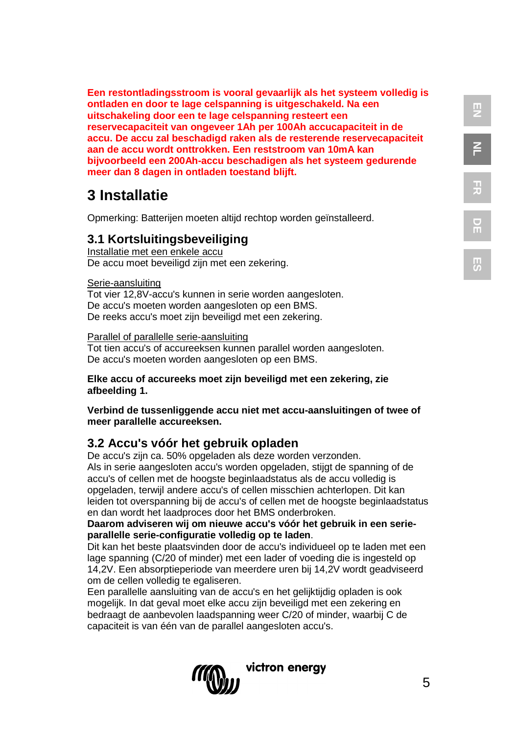**Een restontladingsstroom is vooral gevaarlijk als het systeem volledig is ontladen en door te lage celspanning is uitgeschakeld. Na een uitschakeling door een te lage celspanning resteert een reservecapaciteit van ongeveer 1Ah per 100Ah accucapaciteit in de accu. De accu zal beschadigd raken als de resterende reservecapaciteit aan de accu wordt onttrokken. Een reststroom van 10mA kan bijvoorbeeld een 200Ah-accu beschadigen als het systeem gedurende meer dan 8 dagen in ontladen toestand blijft.**

# 3 Installatie

Opmerking: Batterijen moeten altijd rechtop worden geïnstalleerd.

## 3.1 Kortsluitingsbeveiliging

Installatie met een enkele accu
De accu moet beveiligd zijn met een zekering.

Serie-aansluiting
Tot vier 12,8V-accu's kunnen in serie worden aangesloten.
De accu's moeten worden aangesloten op een BMS.
De reeks accu's moet zijn beveiligd met een zekering.

Parallel of parallelle serie-aansluiting
Tot tien accu's of accureeksen kunnen parallel worden aangesloten.
De accu's moeten worden aangesloten op een BMS.

**Elke accu of accureeks moet zijn beveiligd met een zekering, zie afbeelding 1.**

**Verbind de tussenliggende accu niet met accu-aansluitingen of twee of meer parallelle accureeksen.**

## 3.2 Accu's vóór het gebruik opladen

De accu's zijn ca. 50% opgeladen als deze worden verzonden.
Als in serie aangesloten accu's worden opgeladen, stijgt de spanning of de accu's of cellen met de hoogste beginlaadstatus als de accu volledig is opgeladen, terwijl andere accu's of cellen misschien achterlopen. Dit kan leiden tot overspanning bij de accu's of cellen met de hoogste beginlaadstatus en dan wordt het laadproces door het BMS onderbroken.
**Daarom adviseren wij om nieuwe accu's vóór het gebruik in een serie-parallelle serie-configuratie volledig op te laden**.
Dit kan het beste plaatsvinden door de accu's individueel op te laden met een lage spanning (C/20 of minder) met een lader of voeding die is ingesteld op 14,2V. Een absorptieperiode van meerdere uren bij 14,2V wordt geadviseerd om de cellen volledig te egaliseren.
Een parallelle aansluiting van de accu's en het gelijktijdig opladen is ook mogelijk. In dat geval moet elke accu zijn beveiligd met een zekering en bedraagt de aanbevolen laadspanning weer C/20 of minder, waarbij C de capaciteit is van één van de parallel aangesloten accu's.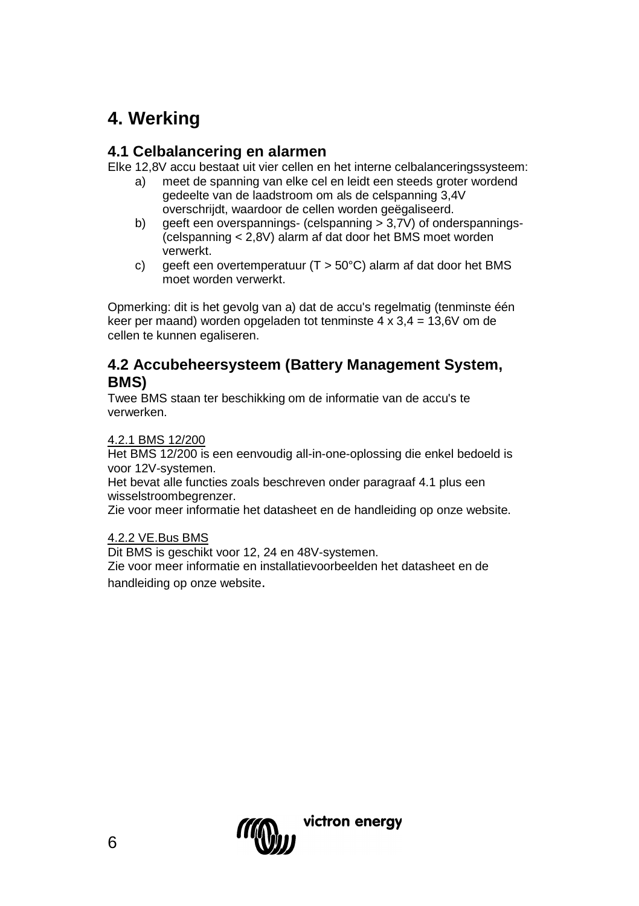# 4. Werking

## 4.1 Celbalancering en alarmen

Elke 12,8V accu bestaat uit vier cellen en het interne celbalanceringssysteem:

a) meet de spanning van elke cel en leidt een steeds groter wordend gedeelte van de laadstroom om als de celspanning 3,4V overschrijdt, waardoor de cellen worden geëgaliseerd.
b) geeft een overspannings- (celspanning > 3,7V) of onderspannings- (celspanning < 2,8V) alarm af dat door het BMS moet worden verwerkt.
c) geeft een overtemperatuur (T > 50°C) alarm af dat door het BMS moet worden verwerkt.

Opmerking: dit is het gevolg van a) dat de accu's regelmatig (tenminste één keer per maand) worden opgeladen tot tenminste 4 x 3,4 = 13,6V om de cellen te kunnen egaliseren.

## 4.2 Accubeheersysteem (Battery Management System, BMS)

Twee BMS staan ter beschikking om de informatie van de accu's te verwerken.

### 4.2.1 BMS 12/200

Het BMS 12/200 is een eenvoudig all-in-one-oplossing die enkel bedoeld is voor 12V-systemen.
Het bevat alle functies zoals beschreven onder paragraaf 4.1 plus een wisselstroombegrenzer.
Zie voor meer informatie het datasheet en de handleiding op onze website.

### 4.2.2 VE.Bus BMS

Dit BMS is geschikt voor 12, 24 en 48V-systemen.
Zie voor meer informatie en installatievoorbeelden het datasheet en de handleiding op onze website.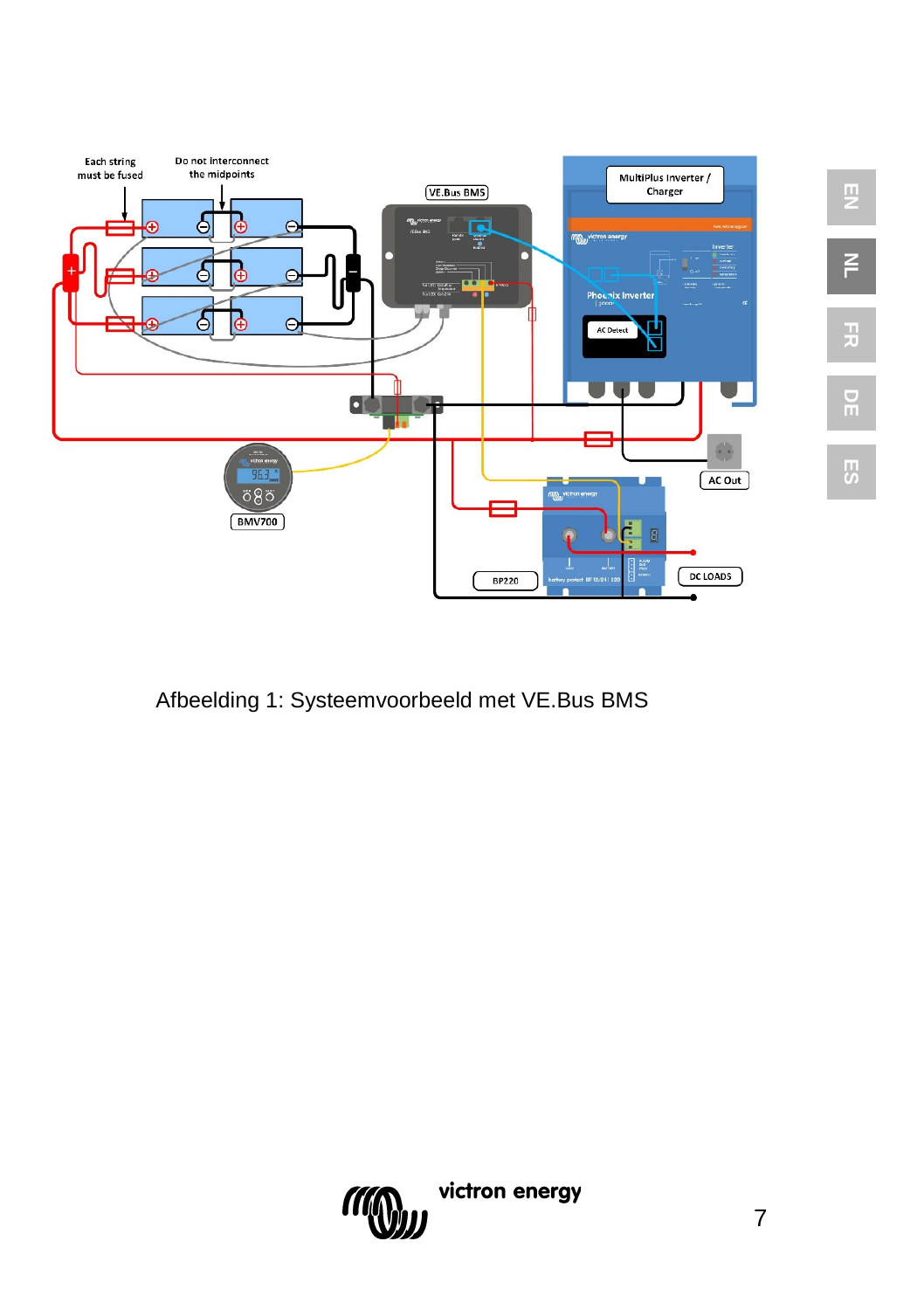Afbeelding 1: Systeemvoorbeeld met VE.Bus BMS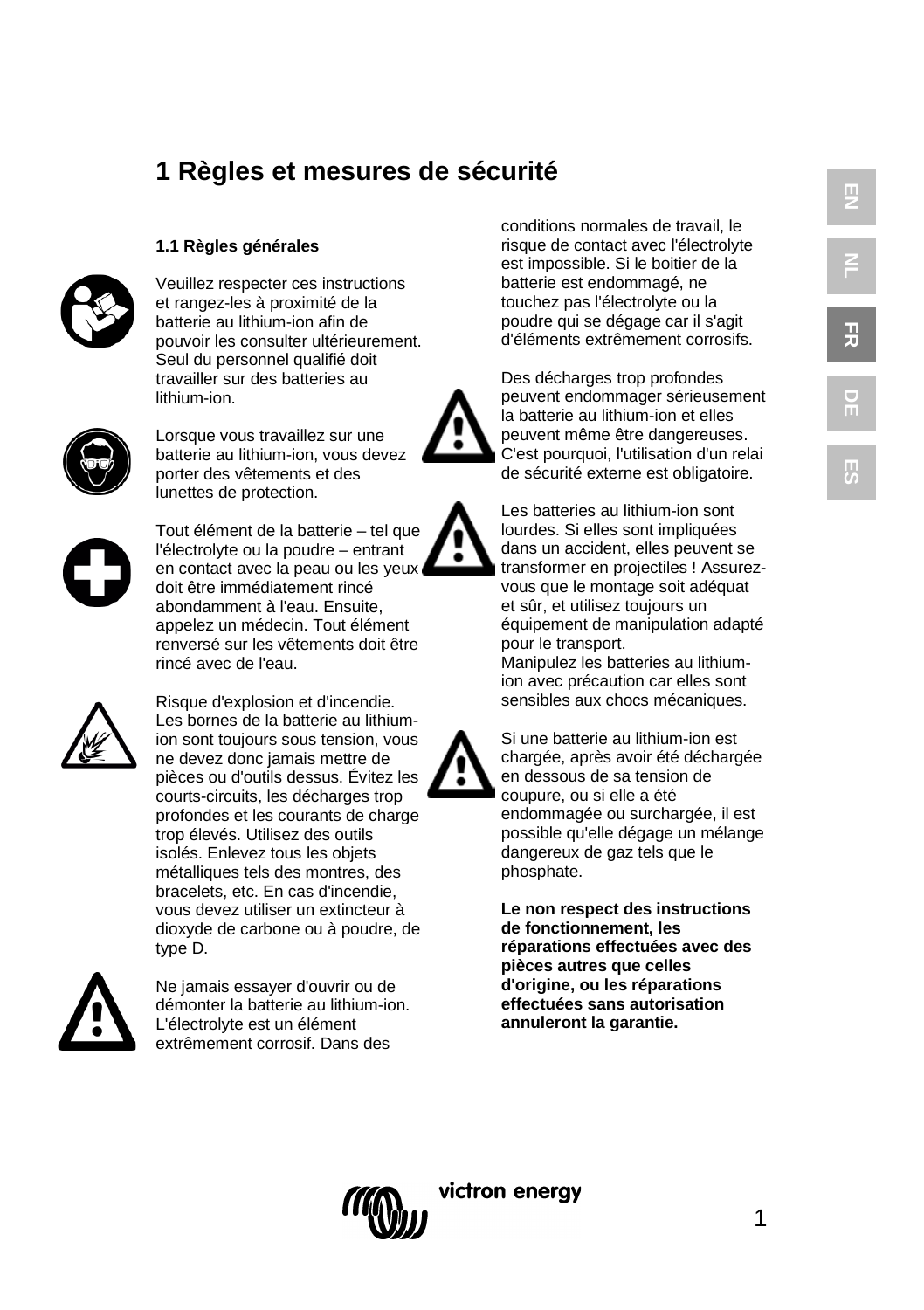# 1 Règles et mesures de sécurité

### 1.1 Règles générales

Veuillez respecter ces instructions et rangez-les à proximité de la batterie au lithium-ion afin de pouvoir les consulter ultérieurement. Seul du personnel qualifié doit travailler sur des batteries au lithium-ion.

Lorsque vous travaillez sur une batterie au lithium-ion, vous devez porter des vêtements et des lunettes de protection.

Tout élément de la batterie – tel que l'électrolyte ou la poudre – entrant en contact avec la peau ou les yeux doit être immédiatement rincé abondamment à l'eau. Ensuite, appelez un médecin. Tout élément renversé sur les vêtements doit être rincé avec de l'eau.

Risque d'explosion et d'incendie. Les bornes de la batterie au lithium-ion sont toujours sous tension, vous ne devez donc jamais mettre de pièces ou d'outils dessus. Évitez les courts-circuits, les décharges trop profondes et les courants de charge trop élevés. Utilisez des outils isolés. Enlevez tous les objets métalliques tels des montres, des bracelets, etc. En cas d'incendie, vous devez utiliser un extincteur à dioxyde de carbone ou à poudre, de type D.

Ne jamais essayer d'ouvrir ou de démonter la batterie au lithium-ion. L'électrolyte est un élément extrêmement corrosif. Dans des conditions normales de travail, le risque de contact avec l'électrolyte est impossible. Si le boitier de la batterie est endommagé, ne touchez pas l'électrolyte ou la poudre qui se dégage car il s'agit d'éléments extrêmement corrosifs.

Des décharges trop profondes peuvent endommager sérieusement la batterie au lithium-ion et elles peuvent même être dangereuses. C'est pourquoi, l'utilisation d'un relai de sécurité externe est obligatoire.

Les batteries au lithium-ion sont lourdes. Si elles sont impliquées dans un accident, elles peuvent se transformer en projectiles ! Assurez-vous que le montage soit adéquat et sûr, et utilisez toujours un équipement de manipulation adapté pour le transport.
Manipulez les batteries au lithium-ion avec précaution car elles sont sensibles aux chocs mécaniques.

Si une batterie au lithium-ion est chargée, après avoir été déchargée en dessous de sa tension de coupure, ou si elle a été endommagée ou surchargée, il est possible qu'elle dégage un mélange dangereux de gaz tels que le phosphate.

**Le non respect des instructions de fonctionnement, les réparations effectuées avec des pièces autres que celles d'origine, ou les réparations effectuées sans autorisation annuleront la garantie.**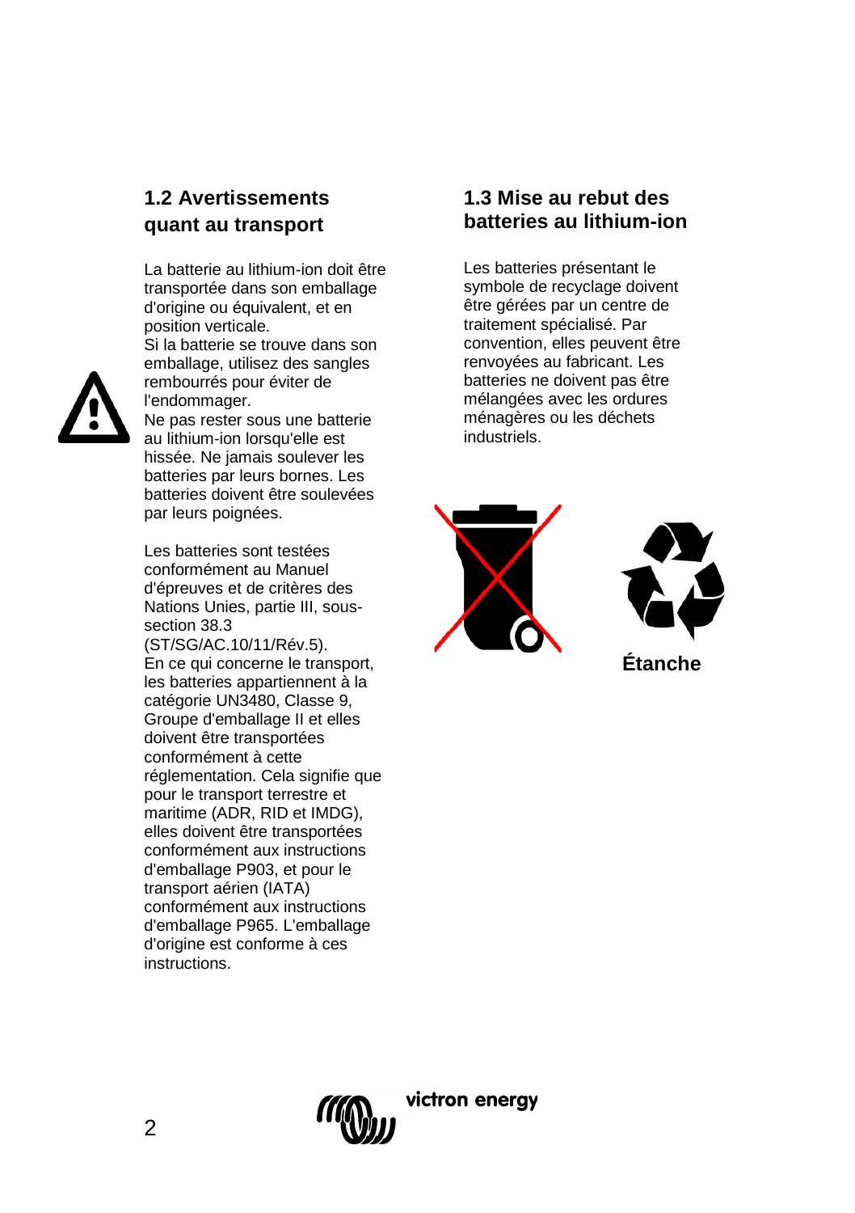## 1.2 Avertissements quant au transport

La batterie au lithium-ion doit être transportée dans son emballage d'origine ou équivalent, et en position verticale.
Si la batterie se trouve dans son emballage, utilisez des sangles rembourrés pour éviter de l'endommager.
Ne pas rester sous une batterie au lithium-ion lorsqu'elle est hissée. Ne jamais soulever les batteries par leurs bornes. Les batteries doivent être soulevées par leurs poignées.

Les batteries sont testées conformément au Manuel d'épreuves et de critères des Nations Unies, partie III, sous-section 38.3 (ST/SG/AC.10/11/Rév.5).
En ce qui concerne le transport, les batteries appartiennent à la catégorie UN3480, Classe 9, Groupe d'emballage II et elles doivent être transportées conformément à cette réglementation. Cela signifie que pour le transport terrestre et maritime (ADR, RID et IMDG), elles doivent être transportées conformément aux instructions d'emballage P903, et pour le transport aérien (IATA) conformément aux instructions d'emballage P965. L'emballage d'origine est conforme à ces instructions.

## 1.3 Mise au rebut des batteries au lithium-ion

Les batteries présentant le symbole de recyclage doivent être gérées par un centre de traitement spécialisé. Par convention, elles peuvent être renvoyées au fabricant. Les batteries ne doivent pas être mélangées avec les ordures ménagères ou les déchets industriels.

**Étanche**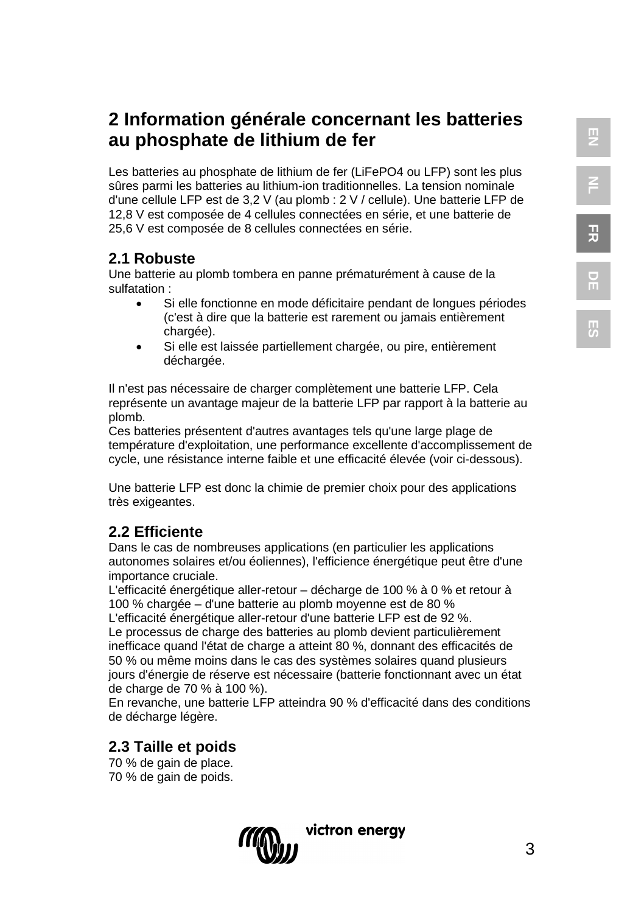## 2 Information générale concernant les batteries au phosphate de lithium de fer

Les batteries au phosphate de lithium de fer (LiFePO4 ou LFP) sont les plus sûres parmi les batteries au lithium-ion traditionnelles. La tension nominale d'une cellule LFP est de 3,2 V (au plomb : 2 V / cellule). Une batterie LFP de 12,8 V est composée de 4 cellules connectées en série, et une batterie de 25,6 V est composée de 8 cellules connectées en série.

### 2.1 Robuste

Une batterie au plomb tombera en panne prématurément à cause de la sulfatation :

- Si elle fonctionne en mode déficitaire pendant de longues périodes (c'est à dire que la batterie est rarement ou jamais entièrement chargée).
- Si elle est laissée partiellement chargée, ou pire, entièrement déchargée.

Il n'est pas nécessaire de charger complètement une batterie LFP. Cela représente un avantage majeur de la batterie LFP par rapport à la batterie au plomb.
Ces batteries présentent d'autres avantages tels qu'une large plage de température d'exploitation, une performance excellente d'accomplissement de cycle, une résistance interne faible et une efficacité élevée (voir ci-dessous).

Une batterie LFP est donc la chimie de premier choix pour des applications très exigeantes.

### 2.2 Efficiente

Dans le cas de nombreuses applications (en particulier les applications autonomes solaires et/ou éoliennes), l'efficience énergétique peut être d'une importance cruciale.
L'efficacité énergétique aller-retour – décharge de 100 % à 0 % et retour à 100 % chargée – d'une batterie au plomb moyenne est de 80 %
L'efficacité énergétique aller-retour d'une batterie LFP est de 92 %.
Le processus de charge des batteries au plomb devient particulièrement inefficace quand l'état de charge a atteint 80 %, donnant des efficacités de 50 % ou même moins dans le cas des systèmes solaires quand plusieurs jours d'énergie de réserve est nécessaire (batterie fonctionnant avec un état de charge de 70 % à 100 %).
En revanche, une batterie LFP atteindra 90 % d'efficacité dans des conditions de décharge légère.

### 2.3 Taille et poids

70 % de gain de place.
70 % de gain de poids.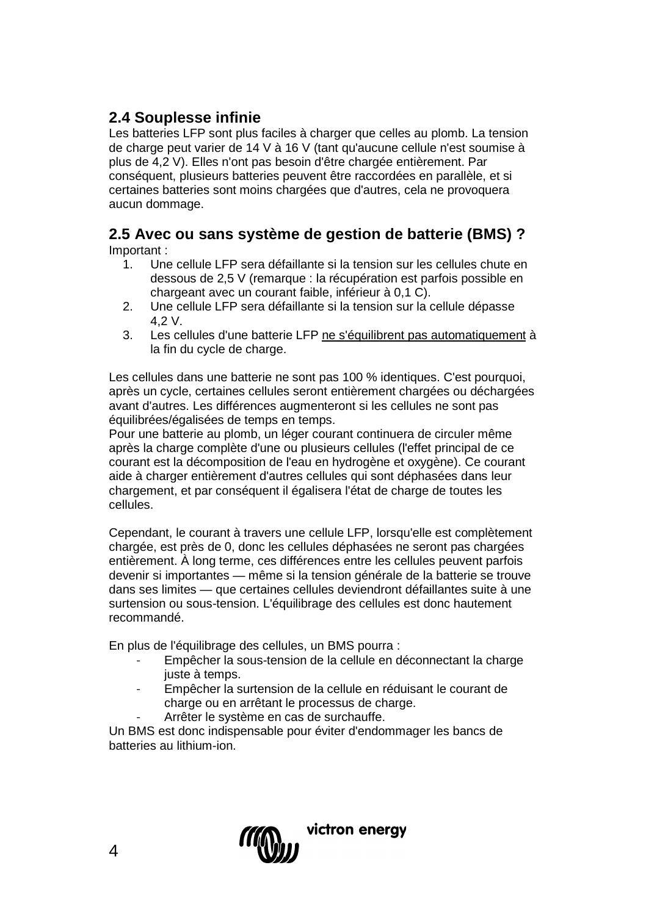## 2.4 Souplesse infinie

Les batteries LFP sont plus faciles à charger que celles au plomb. La tension de charge peut varier de 14 V à 16 V (tant qu'aucune cellule n'est soumise à plus de 4,2 V). Elles n'ont pas besoin d'être chargée entièrement. Par conséquent, plusieurs batteries peuvent être raccordées en parallèle, et si certaines batteries sont moins chargées que d'autres, cela ne provoquera aucun dommage.

## 2.5 Avec ou sans système de gestion de batterie (BMS) ?

Important :

1. Une cellule LFP sera défaillante si la tension sur les cellules chute en dessous de 2,5 V (remarque : la récupération est parfois possible en chargeant avec un courant faible, inférieur à 0,1 C).
2. Une cellule LFP sera défaillante si la tension sur la cellule dépasse 4,2 V.
3. Les cellules d'une batterie LFP <u>ne s'équilibrent pas automatiquement</u> à la fin du cycle de charge.

Les cellules dans une batterie ne sont pas 100 % identiques. C'est pourquoi, après un cycle, certaines cellules seront entièrement chargées ou déchargées avant d'autres. Les différences augmenteront si les cellules ne sont pas équilibrées/égalisées de temps en temps.
Pour une batterie au plomb, un léger courant continuera de circuler même après la charge complète d'une ou plusieurs cellules (l'effet principal de ce courant est la décomposition de l'eau en hydrogène et oxygène). Ce courant aide à charger entièrement d'autres cellules qui sont déphasées dans leur chargement, et par conséquent il égalisera l'état de charge de toutes les cellules.

Cependant, le courant à travers une cellule LFP, lorsqu'elle est complètement chargée, est près de 0, donc les cellules déphasées ne seront pas chargées entièrement. À long terme, ces différences entre les cellules peuvent parfois devenir si importantes — même si la tension générale de la batterie se trouve dans ses limites — que certaines cellules deviendront défaillantes suite à une surtension ou sous-tension. L'équilibrage des cellules est donc hautement recommandé.

En plus de l'équilibrage des cellules, un BMS pourra :

- Empêcher la sous-tension de la cellule en déconnectant la charge juste à temps.
- Empêcher la surtension de la cellule en réduisant le courant de charge ou en arrêtant le processus de charge.
- Arrêter le système en cas de surchauffe.

Un BMS est donc indispensable pour éviter d'endommager les bancs de batteries au lithium-ion.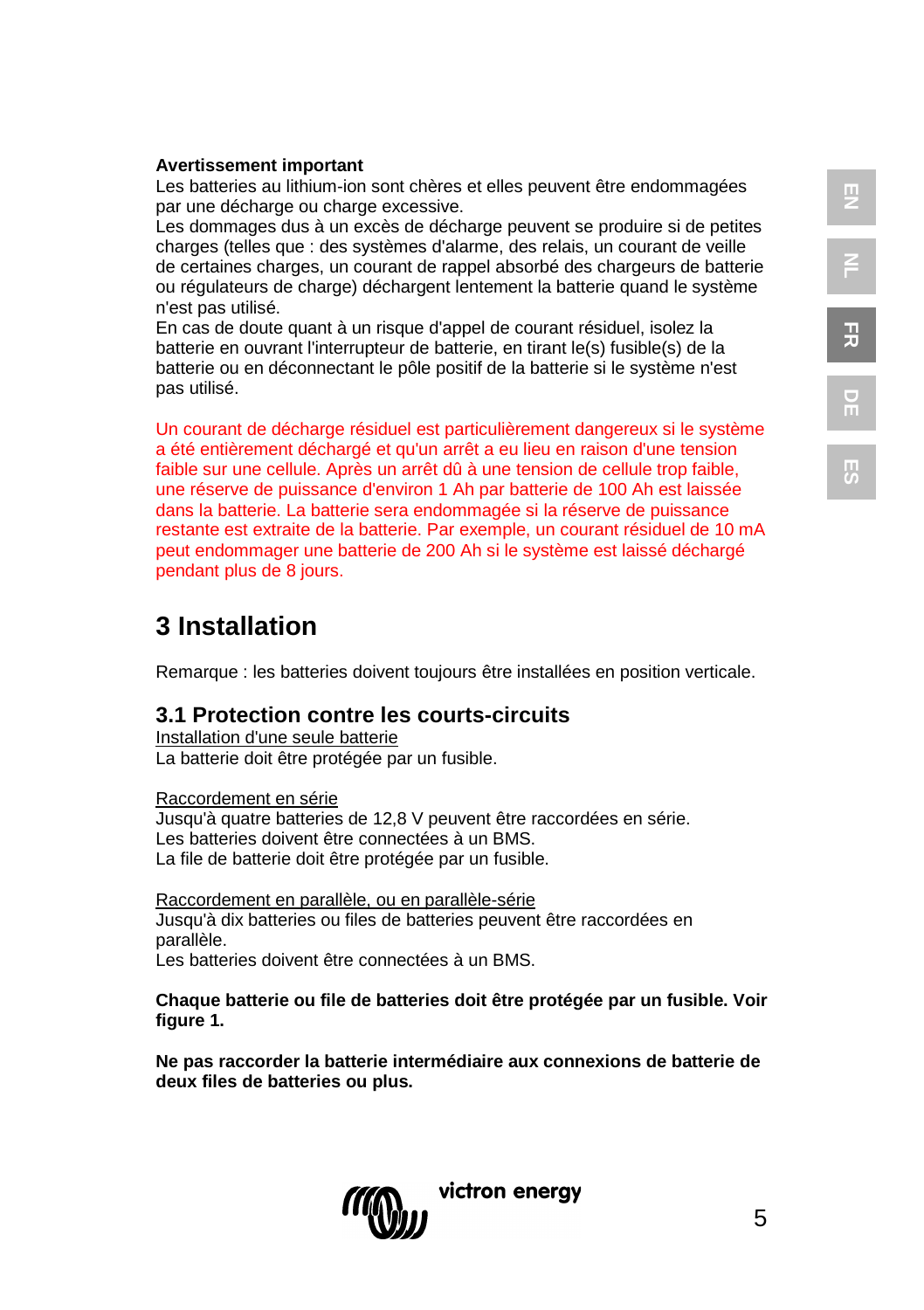**Avertissement important**

Les batteries au lithium-ion sont chères et elles peuvent être endommagées par une décharge ou charge excessive.

Les dommages dus à un excès de décharge peuvent se produire si de petites charges (telles que : des systèmes d'alarme, des relais, un courant de veille de certaines charges, un courant de rappel absorbé des chargeurs de batterie ou régulateurs de charge) déchargent lentement la batterie quand le système n'est pas utilisé.

En cas de doute quant à un risque d'appel de courant résiduel, isolez la batterie en ouvrant l'interrupteur de batterie, en tirant le(s) fusible(s) de la batterie ou en déconnectant le pôle positif de la batterie si le système n'est pas utilisé.

Un courant de décharge résiduel est particulièrement dangereux si le système a été entièrement déchargé et qu'un arrêt a eu lieu en raison d'une tension faible sur une cellule. Après un arrêt dû à une tension de cellule trop faible, une réserve de puissance d'environ 1 Ah par batterie de 100 Ah est laissée dans la batterie. La batterie sera endommagée si la réserve de puissance restante est extraite de la batterie. Par exemple, un courant résiduel de 10 mA peut endommager une batterie de 200 Ah si le système est laissé déchargé pendant plus de 8 jours.

# 3 Installation

Remarque : les batteries doivent toujours être installées en position verticale.

## 3.1 Protection contre les courts-circuits

Installation d'une seule batterie

La batterie doit être protégée par un fusible.

Raccordement en série

Jusqu'à quatre batteries de 12,8 V peuvent être raccordées en série.
Les batteries doivent être connectées à un BMS.
La file de batterie doit être protégée par un fusible.

Raccordement en parallèle, ou en parallèle-série

Jusqu'à dix batteries ou files de batteries peuvent être raccordées en parallèle.
Les batteries doivent être connectées à un BMS.

**Chaque batterie ou file de batteries doit être protégée par un fusible. Voir figure 1.**

**Ne pas raccorder la batterie intermédiaire aux connexions de batterie de deux files de batteries ou plus.**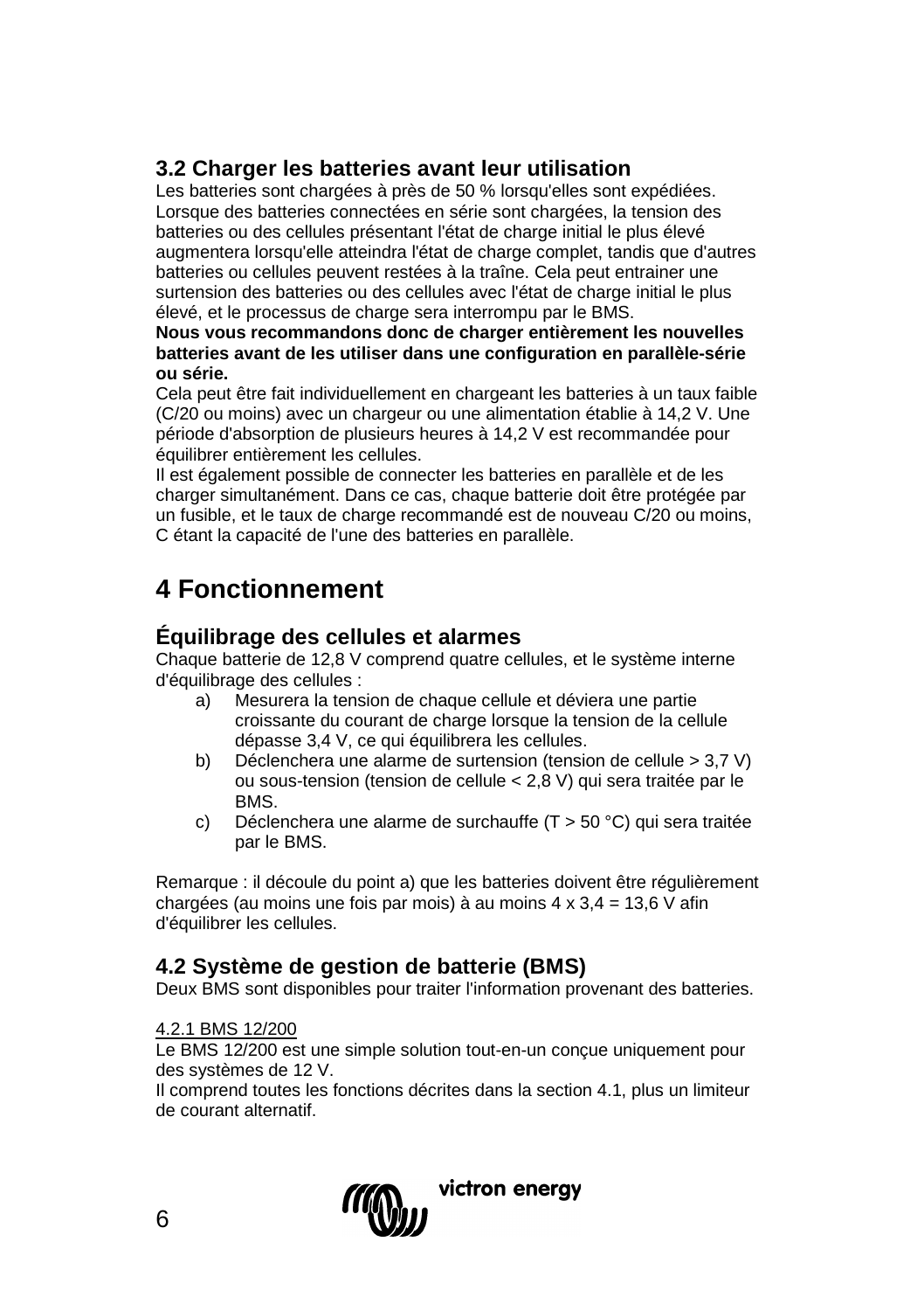## 3.2 Charger les batteries avant leur utilisation

Les batteries sont chargées à près de 50 % lorsqu'elles sont expédiées. Lorsque des batteries connectées en série sont chargées, la tension des batteries ou des cellules présentant l'état de charge initial le plus élevé augmentera lorsqu'elle atteindra l'état de charge complet, tandis que d'autres batteries ou cellules peuvent restées à la traîne. Cela peut entrainer une surtension des batteries ou des cellules avec l'état de charge initial le plus élevé, et le processus de charge sera interrompu par le BMS.

**Nous vous recommandons donc de charger entièrement les nouvelles batteries avant de les utiliser dans une configuration en parallèle-série ou série.**

Cela peut être fait individuellement en chargeant les batteries à un taux faible (C/20 ou moins) avec un chargeur ou une alimentation établie à 14,2 V. Une période d'absorption de plusieurs heures à 14,2 V est recommandée pour équilibrer entièrement les cellules.

Il est également possible de connecter les batteries en parallèle et de les charger simultanément. Dans ce cas, chaque batterie doit être protégée par un fusible, et le taux de charge recommandé est de nouveau C/20 ou moins, C étant la capacité de l'une des batteries en parallèle.

# 4 Fonctionnement

## Équilibrage des cellules et alarmes

Chaque batterie de 12,8 V comprend quatre cellules, et le système interne d'équilibrage des cellules :

a) Mesurera la tension de chaque cellule et déviera une partie croissante du courant de charge lorsque la tension de la cellule dépasse 3,4 V, ce qui équilibrera les cellules.
b) Déclenchera une alarme de surtension (tension de cellule > 3,7 V) ou sous-tension (tension de cellule < 2,8 V) qui sera traitée par le BMS.
c) Déclenchera une alarme de surchauffe (T > 50 °C) qui sera traitée par le BMS.

Remarque : il découle du point a) que les batteries doivent être régulièrement chargées (au moins une fois par mois) à au moins 4 x 3,4 = 13,6 V afin d'équilibrer les cellules.

## 4.2 Système de gestion de batterie (BMS)

Deux BMS sont disponibles pour traiter l'information provenant des batteries.

4.2.1 BMS 12/200

Le BMS 12/200 est une simple solution tout-en-un conçue uniquement pour des systèmes de 12 V.

Il comprend toutes les fonctions décrites dans la section 4.1, plus un limiteur de courant alternatif.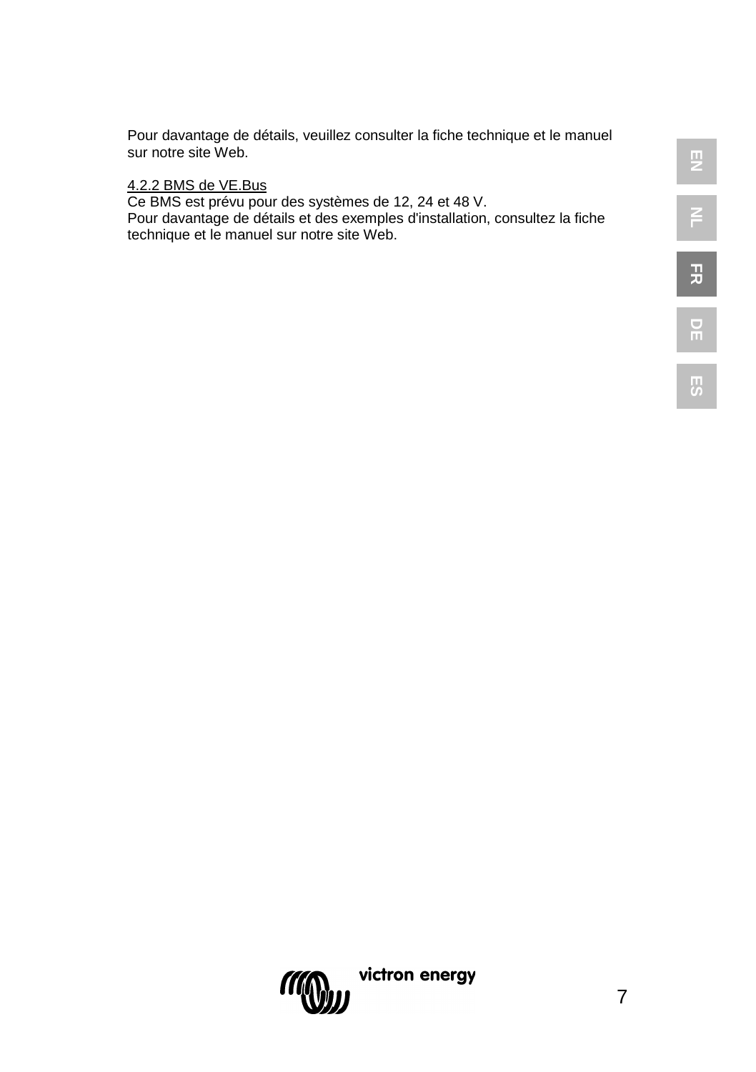Pour davantage de détails, veuillez consulter la fiche technique et le manuel sur notre site Web.

4.2.2 BMS de VE.Bus

Ce BMS est prévu pour des systèmes de 12, 24 et 48 V.
Pour davantage de détails et des exemples d'installation, consultez la fiche technique et le manuel sur notre site Web.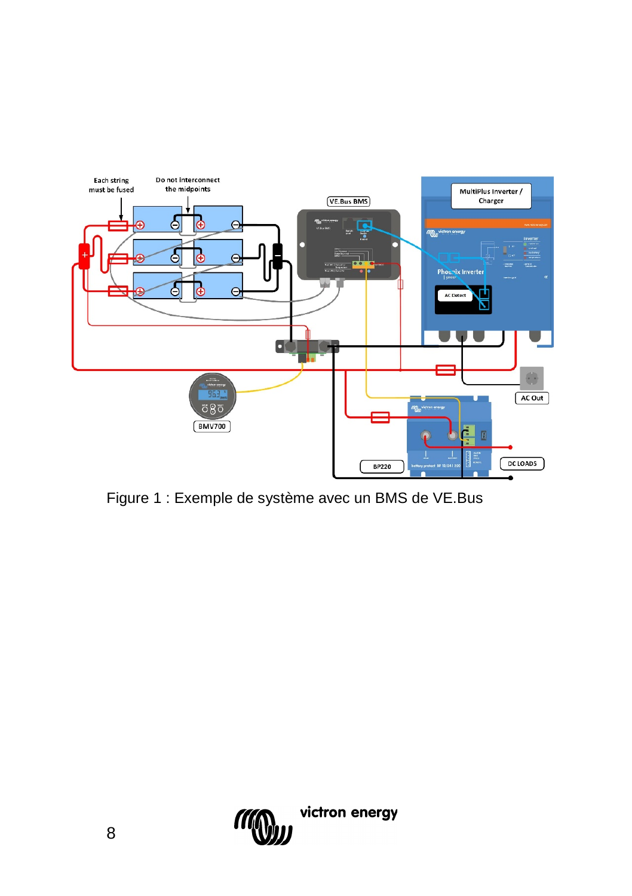Figure 1 : Exemple de système avec un BMS de VE.Bus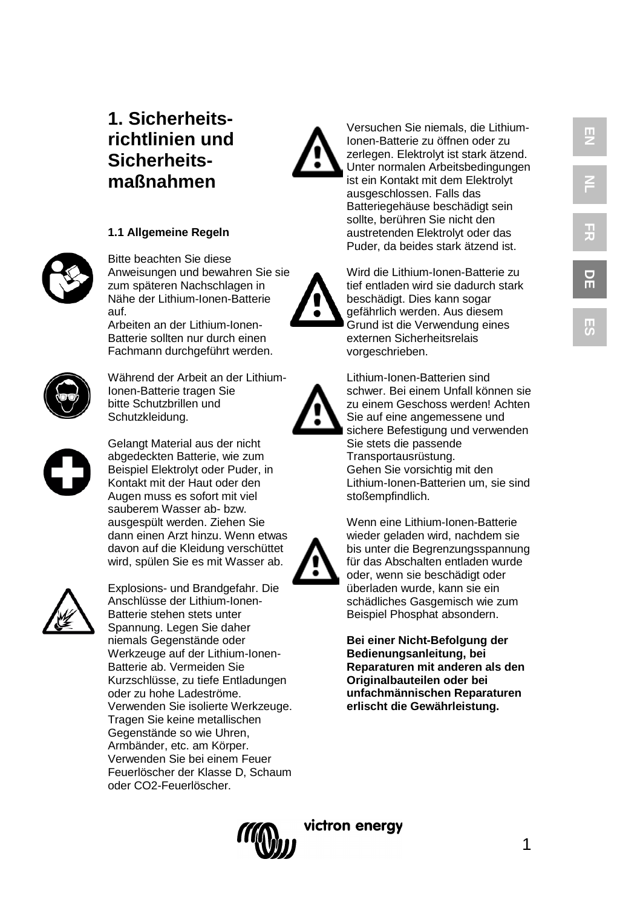# 1. Sicherheits-richtlinien und Sicherheits-maßnahmen

### 1.1 Allgemeine Regeln

Bitte beachten Sie diese Anweisungen und bewahren Sie sie zum späteren Nachschlagen in Nähe der Lithium-Ionen-Batterie auf.
Arbeiten an der Lithium-Ionen-Batterie sollten nur durch einen Fachmann durchgeführt werden.

Während der Arbeit an der Lithium-Ionen-Batterie tragen Sie bitte Schutzbrillen und Schutzkleidung.

Gelangt Material aus der nicht abgedeckten Batterie, wie zum Beispiel Elektrolyt oder Puder, in Kontakt mit der Haut oder den Augen muss es sofort mit viel sauberem Wasser ab- bzw. ausgespült werden. Ziehen Sie dann einen Arzt hinzu. Wenn etwas davon auf die Kleidung verschüttet wird, spülen Sie es mit Wasser ab.

Explosions- und Brandgefahr. Die Anschlüsse der Lithium-Ionen-Batterie stehen stets unter Spannung. Legen Sie daher niemals Gegenstände oder Werkzeuge auf der Lithium-Ionen-Batterie ab. Vermeiden Sie Kurzschlüsse, zu tiefe Entladungen oder zu hohe Ladeströme. Verwenden Sie isolierte Werkzeuge. Tragen Sie keine metallischen Gegenstände so wie Uhren, Armbänder, etc. am Körper. Verwenden Sie bei einem Feuer Feuerlöscher der Klasse D, Schaum oder CO2-Feuerlöscher.

Versuchen Sie niemals, die Lithium-Ionen-Batterie zu öffnen oder zu zerlegen. Elektrolyt ist stark ätzend. Unter normalen Arbeitsbedingungen ist ein Kontakt mit dem Elektrolyt ausgeschlossen. Falls das Batteriegehäuse beschädigt sein sollte, berühren Sie nicht den austretenden Elektrolyt oder das Puder, da beides stark ätzend ist.

Wird die Lithium-Ionen-Batterie zu tief entladen wird sie dadurch stark beschädigt. Dies kann sogar gefährlich werden. Aus diesem Grund ist die Verwendung eines externen Sicherheitsrelais vorgeschrieben.

Lithium-Ionen-Batterien sind schwer. Bei einem Unfall können sie zu einem Geschoss werden! Achten Sie auf eine angemessene und sichere Befestigung und verwenden Sie stets die passende Transportausrüstung.
Gehen Sie vorsichtig mit den Lithium-Ionen-Batterien um, sie sind stoßempfindlich.

Wenn eine Lithium-Ionen-Batterie wieder geladen wird, nachdem sie bis unter die Begrenzungsspannung für das Abschalten entladen wurde oder, wenn sie beschädigt oder überladen wurde, kann sie ein schädliches Gasgemisch wie zum Beispiel Phosphat absondern.

**Bei einer Nicht-Befolgung der Bedienungsanleitung, bei Reparaturen mit anderen als den Originalbauteilen oder bei unfachmännischen Reparaturen erlischt die Gewährleistung.**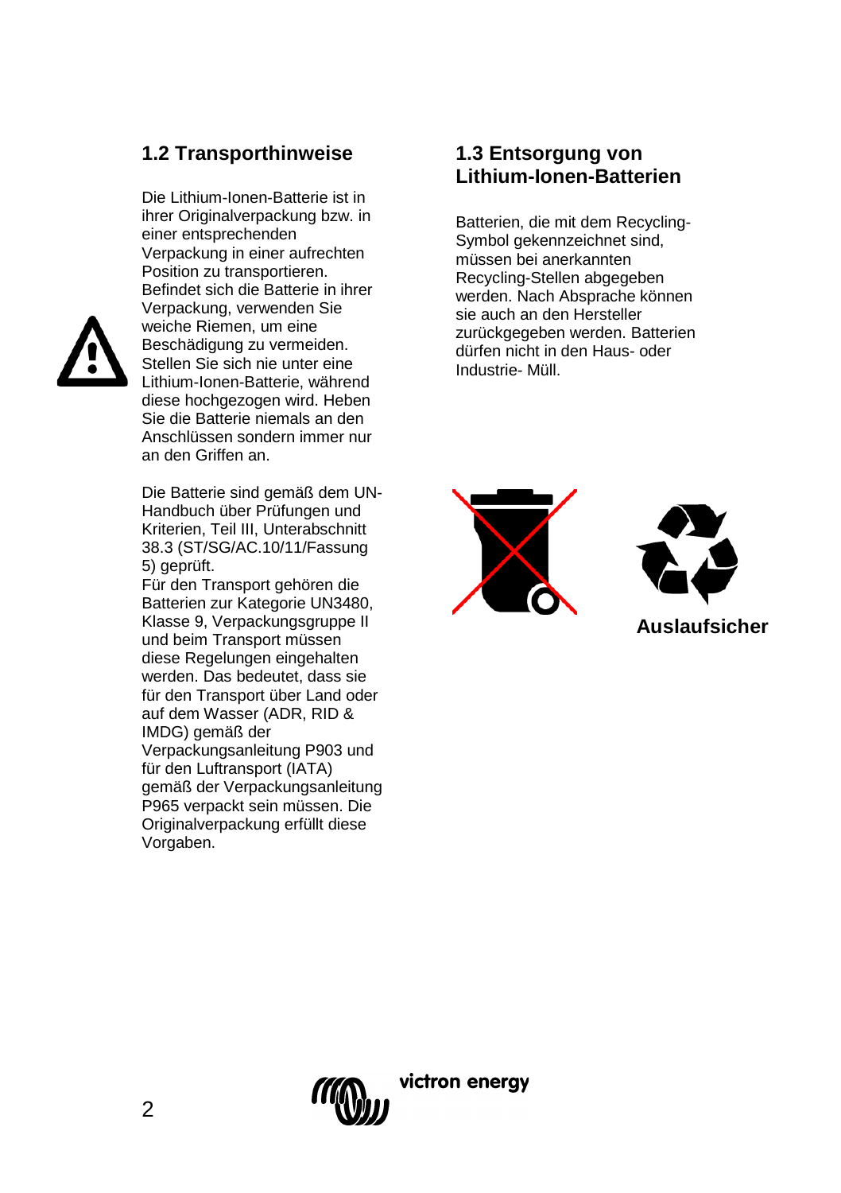## 1.2 Transporthinweise

Die Lithium-Ionen-Batterie ist in ihrer Originalverpackung bzw. in einer entsprechenden Verpackung in einer aufrechten Position zu transportieren. Befindet sich die Batterie in ihrer Verpackung, verwenden Sie weiche Riemen, um eine Beschädigung zu vermeiden. Stellen Sie sich nie unter eine Lithium-Ionen-Batterie, während diese hochgezogen wird. Heben Sie die Batterie niemals an den Anschlüssen sondern immer nur an den Griffen an.

Die Batterie sind gemäß dem UN-Handbuch über Prüfungen und Kriterien, Teil III, Unterabschnitt 38.3 (ST/SG/AC.10/11/Fassung 5) geprüft.
Für den Transport gehören die Batterien zur Kategorie UN3480, Klasse 9, Verpackungsgruppe II und beim Transport müssen diese Regelungen eingehalten werden. Das bedeutet, dass sie für den Transport über Land oder auf dem Wasser (ADR, RID & IMDG) gemäß der Verpackungsanleitung P903 und für den Luftransport (IATA) gemäß der Verpackungsanleitung P965 verpackt sein müssen. Die Originalverpackung erfüllt diese Vorgaben.

## 1.3 Entsorgung von Lithium-Ionen-Batterien

Batterien, die mit dem Recycling-Symbol gekennzeichnet sind, müssen bei anerkannten Recycling-Stellen abgegeben werden. Nach Absprache können sie auch an den Hersteller zurückgegeben werden. Batterien dürfen nicht in den Haus- oder Industrie- Müll.

**Auslaufsicher**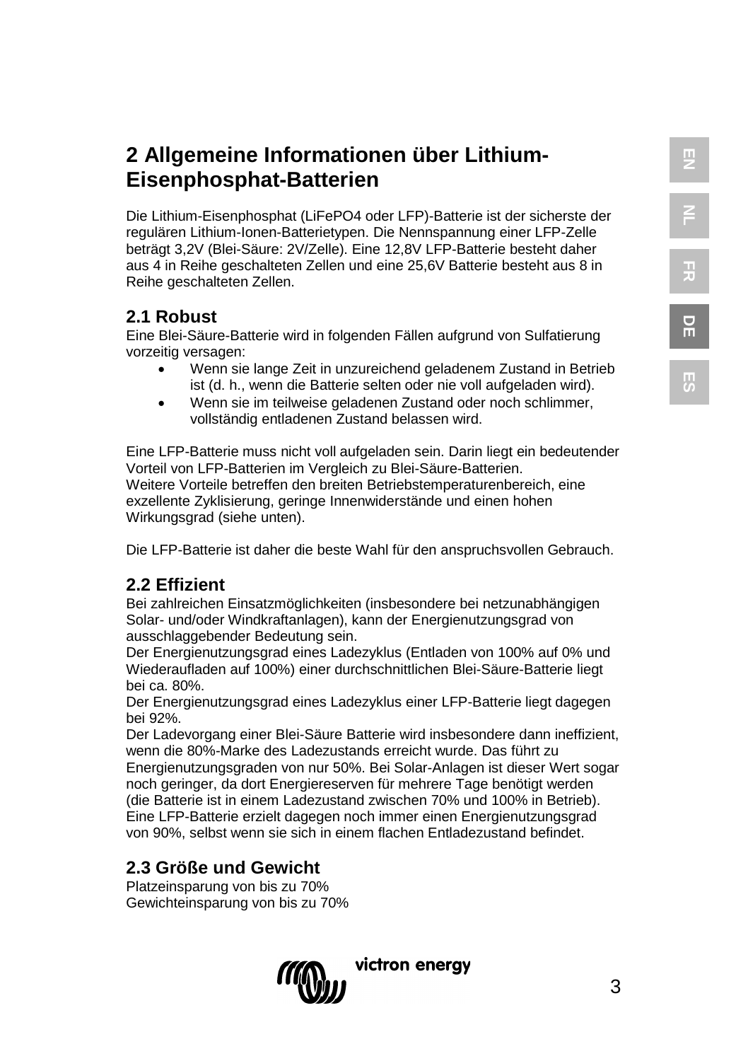# 2 Allgemeine Informationen über Lithium-Eisenphosphat-Batterien

Die Lithium-Eisenphosphat (LiFePO4 oder LFP)-Batterie ist der sicherste der regulären Lithium-Ionen-Batterietypen. Die Nennspannung einer LFP-Zelle beträgt 3,2V (Blei-Säure: 2V/Zelle). Eine 12,8V LFP-Batterie besteht daher aus 4 in Reihe geschalteten Zellen und eine 25,6V Batterie besteht aus 8 in Reihe geschalteten Zellen.

## 2.1 Robust

Eine Blei-Säure-Batterie wird in folgenden Fällen aufgrund von Sulfatierung vorzeitig versagen:

- Wenn sie lange Zeit in unzureichend geladenem Zustand in Betrieb ist (d. h., wenn die Batterie selten oder nie voll aufgeladen wird).
- Wenn sie im teilweise geladenen Zustand oder noch schlimmer, vollständig entladenen Zustand belassen wird.

Eine LFP-Batterie muss nicht voll aufgeladen sein. Darin liegt ein bedeutender Vorteil von LFP-Batterien im Vergleich zu Blei-Säure-Batterien.
Weitere Vorteile betreffen den breiten Betriebstemperaturenbereich, eine exzellente Zyklisierung, geringe Innenwiderstände und einen hohen Wirkungsgrad (siehe unten).

Die LFP-Batterie ist daher die beste Wahl für den anspruchsvollen Gebrauch.

## 2.2 Effizient

Bei zahlreichen Einsatzmöglichkeiten (insbesondere bei netzunabhängigen Solar- und/oder Windkraftanlagen), kann der Energienutzungsgrad von ausschlaggebender Bedeutung sein.
Der Energienutzungsgrad eines Ladezyklus (Entladen von 100% auf 0% und Wiederaufladen auf 100%) einer durchschnittlichen Blei-Säure-Batterie liegt bei ca. 80%.
Der Energienutzungsgrad eines Ladezyklus einer LFP-Batterie liegt dagegen bei 92%.
Der Ladevorgang einer Blei-Säure Batterie wird insbesondere dann ineffizient, wenn die 80%-Marke des Ladezustands erreicht wurde. Das führt zu Energienutzungsgraden von nur 50%. Bei Solar-Anlagen ist dieser Wert sogar noch geringer, da dort Energiereserven für mehrere Tage benötigt werden (die Batterie ist in einem Ladezustand zwischen 70% und 100% in Betrieb).
Eine LFP-Batterie erzielt dagegen noch immer einen Energienutzungsgrad von 90%, selbst wenn sie sich in einem flachen Entladezustand befindet.

## 2.3 Größe und Gewicht

Platzeinsparung von bis zu 70%
Gewichteinsparung von bis zu 70%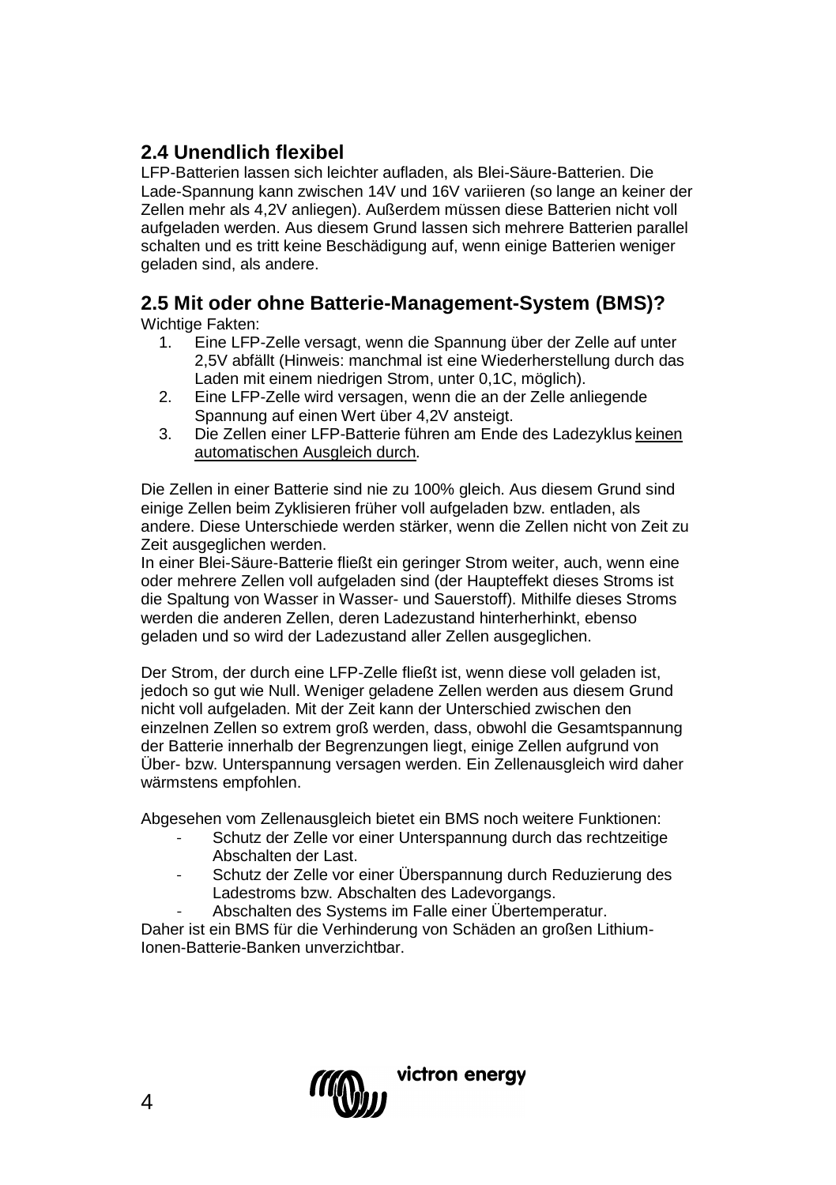## 2.4 Unendlich flexibel

LFP-Batterien lassen sich leichter aufladen, als Blei-Säure-Batterien. Die Lade-Spannung kann zwischen 14V und 16V variieren (so lange an keiner der Zellen mehr als 4,2V anliegen). Außerdem müssen diese Batterien nicht voll aufgeladen werden. Aus diesem Grund lassen sich mehrere Batterien parallel schalten und es tritt keine Beschädigung auf, wenn einige Batterien weniger geladen sind, als andere.

## 2.5 Mit oder ohne Batterie-Management-System (BMS)?

Wichtige Fakten:

1. Eine LFP-Zelle versagt, wenn die Spannung über der Zelle auf unter 2,5V abfällt (Hinweis: manchmal ist eine Wiederherstellung durch das Laden mit einem niedrigen Strom, unter 0,1C, möglich).
2. Eine LFP-Zelle wird versagen, wenn die an der Zelle anliegende Spannung auf einen Wert über 4,2V ansteigt.
3. Die Zellen einer LFP-Batterie führen am Ende des Ladezyklus keinen automatischen Ausgleich durch.

Die Zellen in einer Batterie sind nie zu 100% gleich. Aus diesem Grund sind einige Zellen beim Zyklisieren früher voll aufgeladen bzw. entladen, als andere. Diese Unterschiede werden stärker, wenn die Zellen nicht von Zeit zu Zeit ausgeglichen werden.
In einer Blei-Säure-Batterie fließt ein geringer Strom weiter, auch, wenn eine oder mehrere Zellen voll aufgeladen sind (der Haupteffekt dieses Stroms ist die Spaltung von Wasser in Wasser- und Sauerstoff). Mithilfe dieses Stroms werden die anderen Zellen, deren Ladezustand hinterherhinkt, ebenso geladen und so wird der Ladezustand aller Zellen ausgeglichen.

Der Strom, der durch eine LFP-Zelle fließt ist, wenn diese voll geladen ist, jedoch so gut wie Null. Weniger geladene Zellen werden aus diesem Grund nicht voll aufgeladen. Mit der Zeit kann der Unterschied zwischen den einzelnen Zellen so extrem groß werden, dass, obwohl die Gesamtspannung der Batterie innerhalb der Begrenzungen liegt, einige Zellen aufgrund von Über- bzw. Unterspannung versagen werden. Ein Zellenausgleich wird daher wärmstens empfohlen.

Abgesehen vom Zellenausgleich bietet ein BMS noch weitere Funktionen:

- Schutz der Zelle vor einer Unterspannung durch das rechtzeitige Abschalten der Last.
- Schutz der Zelle vor einer Überspannung durch Reduzierung des Ladestroms bzw. Abschalten des Ladevorgangs.
- Abschalten des Systems im Falle einer Übertemperatur.

Daher ist ein BMS für die Verhinderung von Schäden an großen Lithium-Ionen-Batterie-Banken unverzichtbar.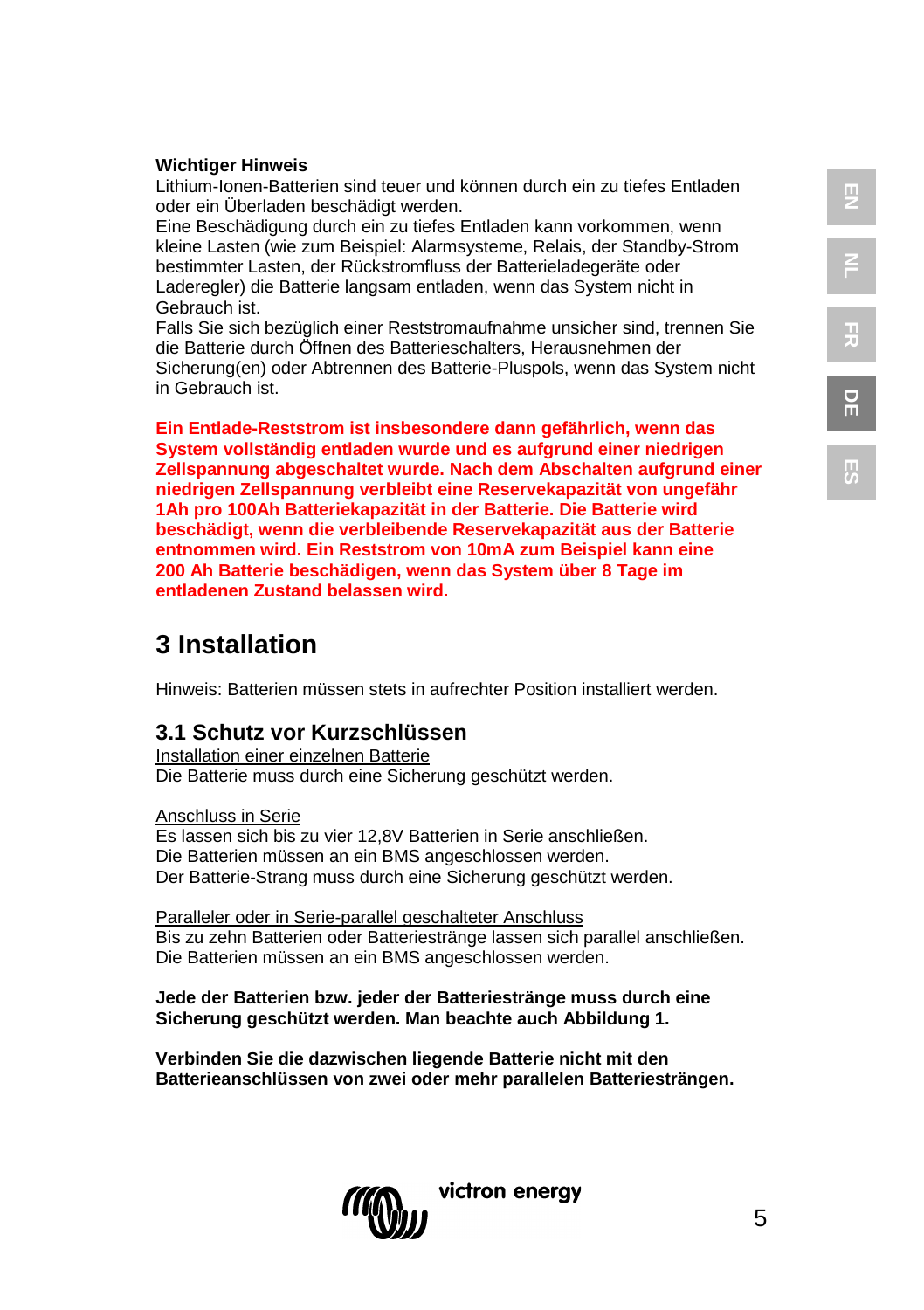**Wichtiger Hinweis**

Lithium-Ionen-Batterien sind teuer und können durch ein zu tiefes Entladen oder ein Überladen beschädigt werden.

Eine Beschädigung durch ein zu tiefes Entladen kann vorkommen, wenn kleine Lasten (wie zum Beispiel: Alarmsysteme, Relais, der Standby-Strom bestimmter Lasten, der Rückstromfluss der Batterieladegeräte oder Laderegler) die Batterie langsam entladen, wenn das System nicht in Gebrauch ist.

Falls Sie sich bezüglich einer Reststromaufnahme unsicher sind, trennen Sie die Batterie durch Öffnen des Batterieschalters, Herausnehmen der Sicherung(en) oder Abtrennen des Batterie-Pluspols, wenn das System nicht in Gebrauch ist.

**Ein Entlade-Reststrom ist insbesondere dann gefährlich, wenn das System vollständig entladen wurde und es aufgrund einer niedrigen Zellspannung abgeschaltet wurde. Nach dem Abschalten aufgrund einer niedrigen Zellspannung verbleibt eine Reservekapazität von ungefähr 1Ah pro 100Ah Batteriekapazität in der Batterie. Die Batterie wird beschädigt, wenn die verbleibende Reservekapazität aus der Batterie entnommen wird. Ein Reststrom von 10mA zum Beispiel kann eine 200 Ah Batterie beschädigen, wenn das System über 8 Tage im entladenen Zustand belassen wird.**

# 3 Installation

Hinweis: Batterien müssen stets in aufrechter Position installiert werden.

## 3.1 Schutz vor Kurzschlüssen

Installation einer einzelnen Batterie

Die Batterie muss durch eine Sicherung geschützt werden.

Anschluss in Serie

Es lassen sich bis zu vier 12,8V Batterien in Serie anschließen.
Die Batterien müssen an ein BMS angeschlossen werden.
Der Batterie-Strang muss durch eine Sicherung geschützt werden.

Paralleler oder in Serie-parallel geschalteter Anschluss

Bis zu zehn Batterien oder Batteriestränge lassen sich parallel anschließen.
Die Batterien müssen an ein BMS angeschlossen werden.

**Jede der Batterien bzw. jeder der Batteriestränge muss durch eine Sicherung geschützt werden. Man beachte auch Abbildung 1.**

**Verbinden Sie die dazwischen liegende Batterie nicht mit den Batterieanschlüssen von zwei oder mehr parallelen Batteriesträngen.**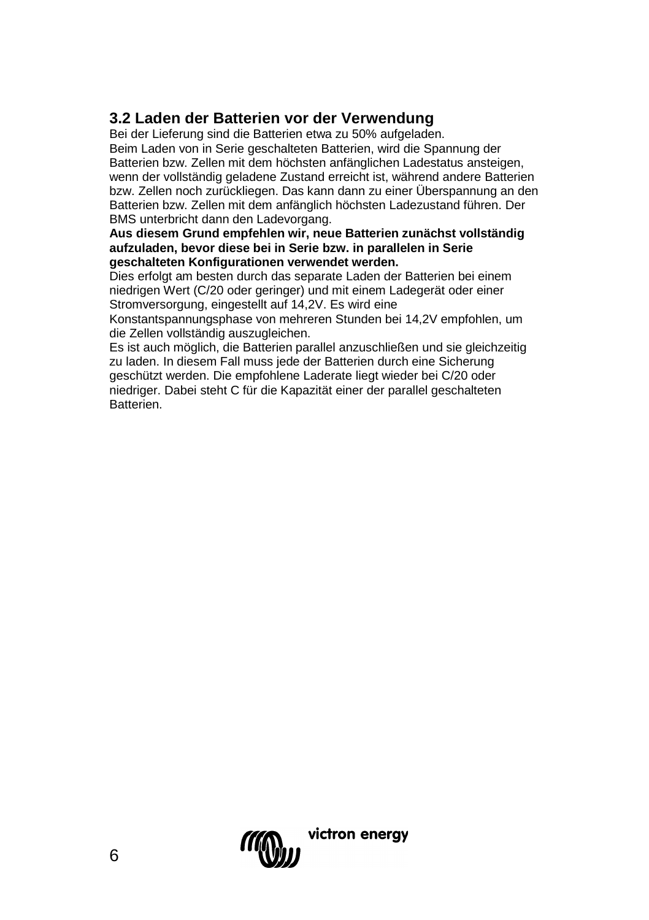## 3.2 Laden der Batterien vor der Verwendung

Bei der Lieferung sind die Batterien etwa zu 50% aufgeladen.
Beim Laden von in Serie geschalteten Batterien, wird die Spannung der Batterien bzw. Zellen mit dem höchsten anfänglichen Ladestatus ansteigen, wenn der vollständig geladene Zustand erreicht ist, während andere Batterien bzw. Zellen noch zurückliegen. Das kann dann zu einer Überspannung an den Batterien bzw. Zellen mit dem anfänglich höchsten Ladezustand führen. Der BMS unterbricht dann den Ladevorgang.

**Aus diesem Grund empfehlen wir, neue Batterien zunächst vollständig aufzuladen, bevor diese bei in Serie bzw. in parallelen in Serie geschalteten Konfigurationen verwendet werden.**

Dies erfolgt am besten durch das separate Laden der Batterien bei einem niedrigen Wert (C/20 oder geringer) und mit einem Ladegerät oder einer Stromversorgung, eingestellt auf 14,2V. Es wird eine Konstantspannungsphase von mehreren Stunden bei 14,2V empfohlen, um die Zellen vollständig auszugleichen.

Es ist auch möglich, die Batterien parallel anzuschließen und sie gleichzeitig zu laden. In diesem Fall muss jede der Batterien durch eine Sicherung geschützt werden. Die empfohlene Laderate liegt wieder bei C/20 oder niedriger. Dabei steht C für die Kapazität einer der parallel geschalteten Batterien.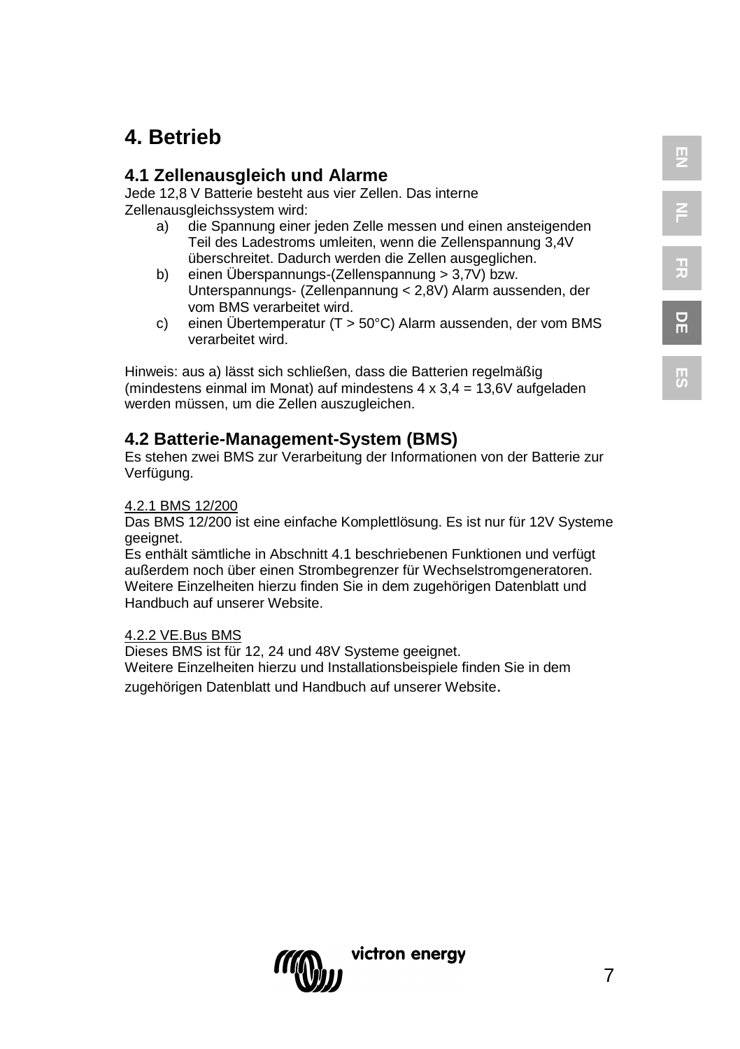# 4. Betrieb

## 4.1 Zellenausgleich und Alarme

Jede 12,8 V Batterie besteht aus vier Zellen. Das interne Zellenausgleichssystem wird:

a) die Spannung einer jeden Zelle messen und einen ansteigenden Teil des Ladestroms umleiten, wenn die Zellenspannung 3,4V überschreitet. Dadurch werden die Zellen ausgeglichen.

b) einen Überspannungs-(Zellenspannung > 3,7V) bzw. Unterspannungs- (Zellenpannung < 2,8V) Alarm aussenden, der vom BMS verarbeitet wird.

c) einen Übertemperatur (T > 50°C) Alarm aussenden, der vom BMS verarbeitet wird.

Hinweis: aus a) lässt sich schließen, dass die Batterien regelmäßig (mindestens einmal im Monat) auf mindestens 4 x 3,4 = 13,6V aufgeladen werden müssen, um die Zellen auszugleichen.

## 4.2 Batterie-Management-System (BMS)

Es stehen zwei BMS zur Verarbeitung der Informationen von der Batterie zur Verfügung.

4.2.1 BMS 12/200

Das BMS 12/200 ist eine einfache Komplettlösung. Es ist nur für 12V Systeme geeignet.
Es enthält sämtliche in Abschnitt 4.1 beschriebenen Funktionen und verfügt außerdem noch über einen Strombegrenzer für Wechselstromgeneratoren. Weitere Einzelheiten hierzu finden Sie in dem zugehörigen Datenblatt und Handbuch auf unserer Website.

4.2.2 VE.Bus BMS

Dieses BMS ist für 12, 24 und 48V Systeme geeignet.
Weitere Einzelheiten hierzu und Installationsbeispiele finden Sie in dem zugehörigen Datenblatt und Handbuch auf unserer Website.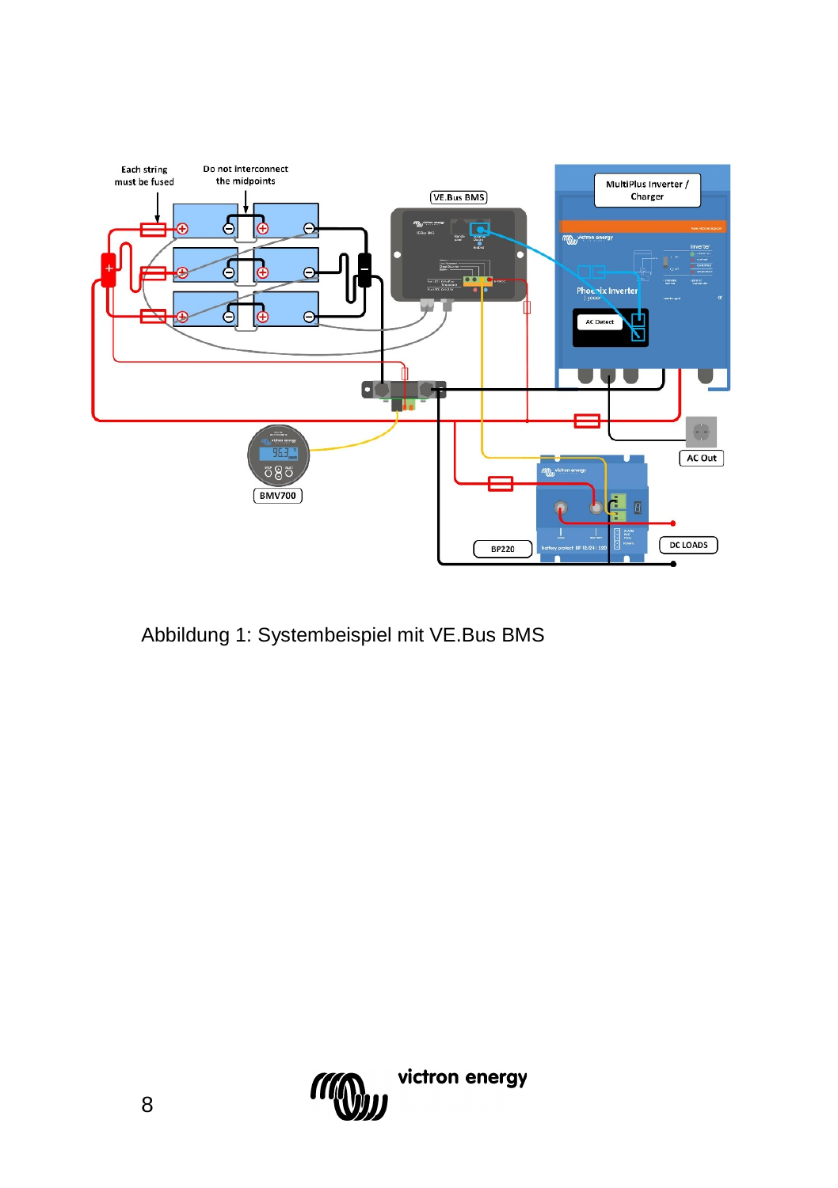Abbildung 1: Systembeispiel mit VE.Bus BMS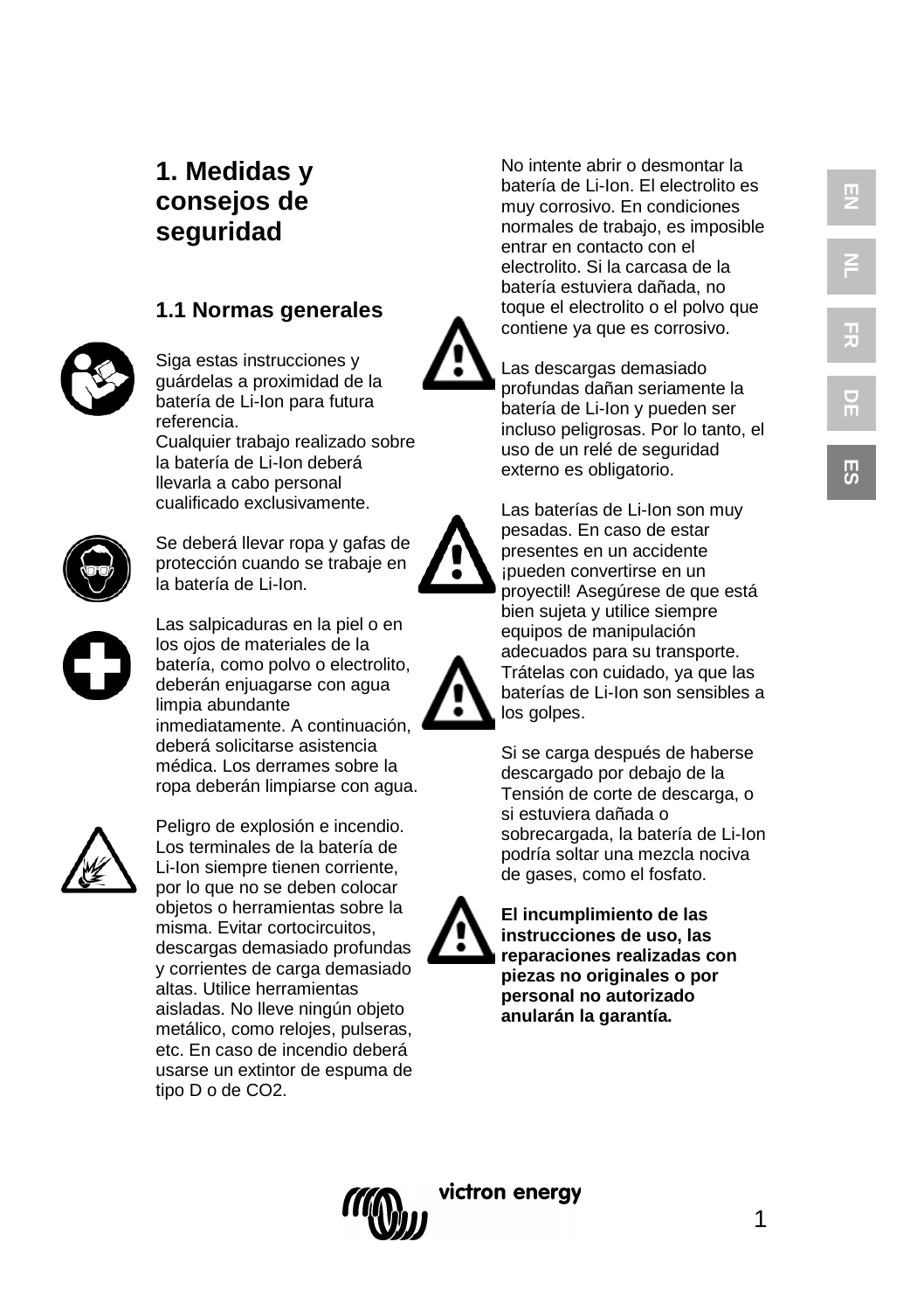# 1. Medidas y consejos de seguridad

## 1.1 Normas generales

Siga estas instrucciones y guárdelas a proximidad de la batería de Li-Ion para futura referencia.
Cualquier trabajo realizado sobre la batería de Li-Ion deberá llevarla a cabo personal cualificado exclusivamente.

Se deberá llevar ropa y gafas de protección cuando se trabaje en la batería de Li-Ion.

Las salpicaduras en la piel o en los ojos de materiales de la batería, como polvo o electrolito, deberán enjuagarse con agua limpia abundante inmediatamente. A continuación, deberá solicitarse asistencia médica. Los derrames sobre la ropa deberán limpiarse con agua.

Peligro de explosión e incendio. Los terminales de la batería de Li-Ion siempre tienen corriente, por lo que no se deben colocar objetos o herramientas sobre la misma. Evitar cortocircuitos, descargas demasiado profundas y corrientes de carga demasiado altas. Utilice herramientas aisladas. No lleve ningún objeto metálico, como relojes, pulseras, etc. En caso de incendio deberá usarse un extintor de espuma de tipo D o de CO2.

No intente abrir o desmontar la batería de Li-Ion. El electrolito es muy corrosivo. En condiciones normales de trabajo, es imposible entrar en contacto con el electrolito. Si la carcasa de la batería estuviera dañada, no toque el electrolito o el polvo que contiene ya que es corrosivo.

Las descargas demasiado profundas dañan seriamente la batería de Li-Ion y pueden ser incluso peligrosas. Por lo tanto, el uso de un relé de seguridad externo es obligatorio.

Las baterías de Li-Ion son muy pesadas. En caso de estar presentes en un accidente ¡pueden convertirse en un proyectil! Asegúrese de que está bien sujeta y utilice siempre equipos de manipulación adecuados para su transporte. Trátelas con cuidado, ya que las baterías de Li-Ion son sensibles a los golpes.

Si se carga después de haberse descargado por debajo de la Tensión de corte de descarga, o si estuviera dañada o sobrecargada, la batería de Li-Ion podría soltar una mezcla nociva de gases, como el fosfato.

**El incumplimiento de las instrucciones de uso, las reparaciones realizadas con piezas no originales o por personal no autorizado anularán la garantía.**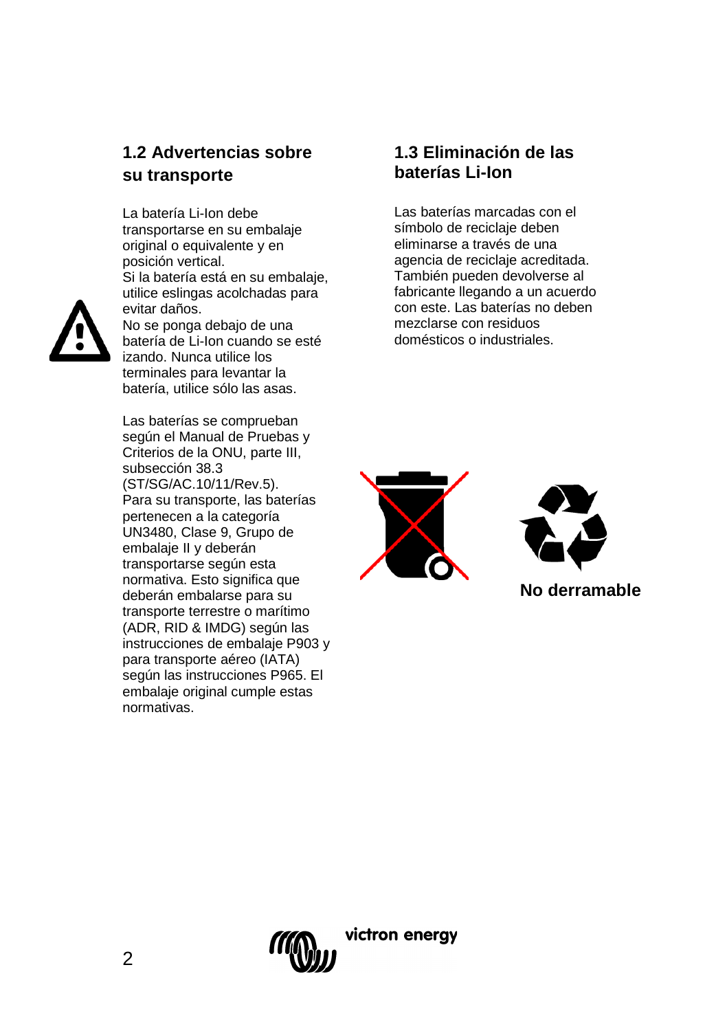## 1.2 Advertencias sobre su transporte

La batería Li-Ion debe transportarse en su embalaje original o equivalente y en posición vertical.
Si la batería está en su embalaje, utilice eslingas acolchadas para evitar daños.
No se ponga debajo de una batería de Li-Ion cuando se esté izando. Nunca utilice los terminales para levantar la batería, utilice sólo las asas.

Las baterías se comprueban según el Manual de Pruebas y Criterios de la ONU, parte III, subsección 38.3 (ST/SG/AC.10/11/Rev.5).
Para su transporte, las baterías pertenecen a la categoría UN3480, Clase 9, Grupo de embalaje II y deberán transportarse según esta normativa. Esto significa que deberán embalarse para su transporte terrestre o marítimo (ADR, RID & IMDG) según las instrucciones de embalaje P903 y para transporte aéreo (IATA) según las instrucciones P965. El embalaje original cumple estas normativas.

## 1.3 Eliminación de las baterías Li-Ion

Las baterías marcadas con el símbolo de reciclaje deben eliminarse a través de una agencia de reciclaje acreditada. También pueden devolverse al fabricante llegando a un acuerdo con este. Las baterías no deben mezclarse con residuos domésticos o industriales.

**No derramable**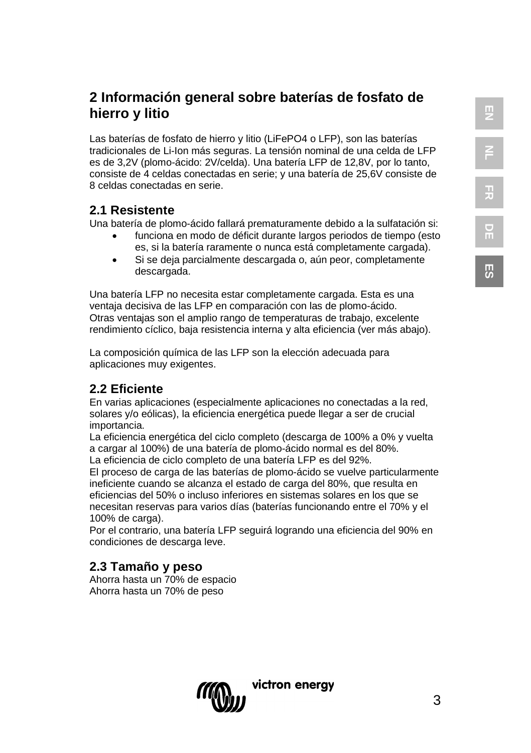## 2 Información general sobre baterías de fosfato de hierro y litio

Las baterías de fosfato de hierro y litio ($LiFePO_4$ o LFP), son las baterías tradicionales de Li-Ion más seguras. La tensión nominal de una celda de LFP es de 3,2V (plomo-ácido: 2V/celda). Una batería LFP de 12,8V, por lo tanto, consiste de 4 celdas conectadas en serie; y una batería de 25,6V consiste de 8 celdas conectadas en serie.

### 2.1 Resistente

Una batería de plomo-ácido fallará prematuramente debido a la sulfatación si:

- funciona en modo de déficit durante largos periodos de tiempo (esto es, si la batería raramente o nunca está completamente cargada).
- Si se deja parcialmente descargada o, aún peor, completamente descargada.

Una batería LFP no necesita estar completamente cargada. Esta es una ventaja decisiva de las LFP en comparación con las de plomo-ácido.
Otras ventajas son el amplio rango de temperaturas de trabajo, excelente rendimiento cíclico, baja resistencia interna y alta eficiencia (ver más abajo).

La composición química de las LFP son la elección adecuada para aplicaciones muy exigentes.

### 2.2 Eficiente

En varias aplicaciones (especialmente aplicaciones no conectadas a la red, solares y/o eólicas), la eficiencia energética puede llegar a ser de crucial importancia.
La eficiencia energética del ciclo completo (descarga de 100% a 0% y vuelta a cargar al 100%) de una batería de plomo-ácido normal es del 80%.
La eficiencia de ciclo completo de una batería LFP es del 92%.
El proceso de carga de las baterías de plomo-ácido se vuelve particularmente ineficiente cuando se alcanza el estado de carga del 80%, que resulta en eficiencias del 50% o incluso inferiores en sistemas solares en los que se necesitan reservas para varios días (baterías funcionando entre el 70% y el 100% de carga).
Por el contrario, una batería LFP seguirá logrando una eficiencia del 90% en condiciones de descarga leve.

### 2.3 Tamaño y peso

Ahorra hasta un 70% de espacio
Ahorra hasta un 70% de peso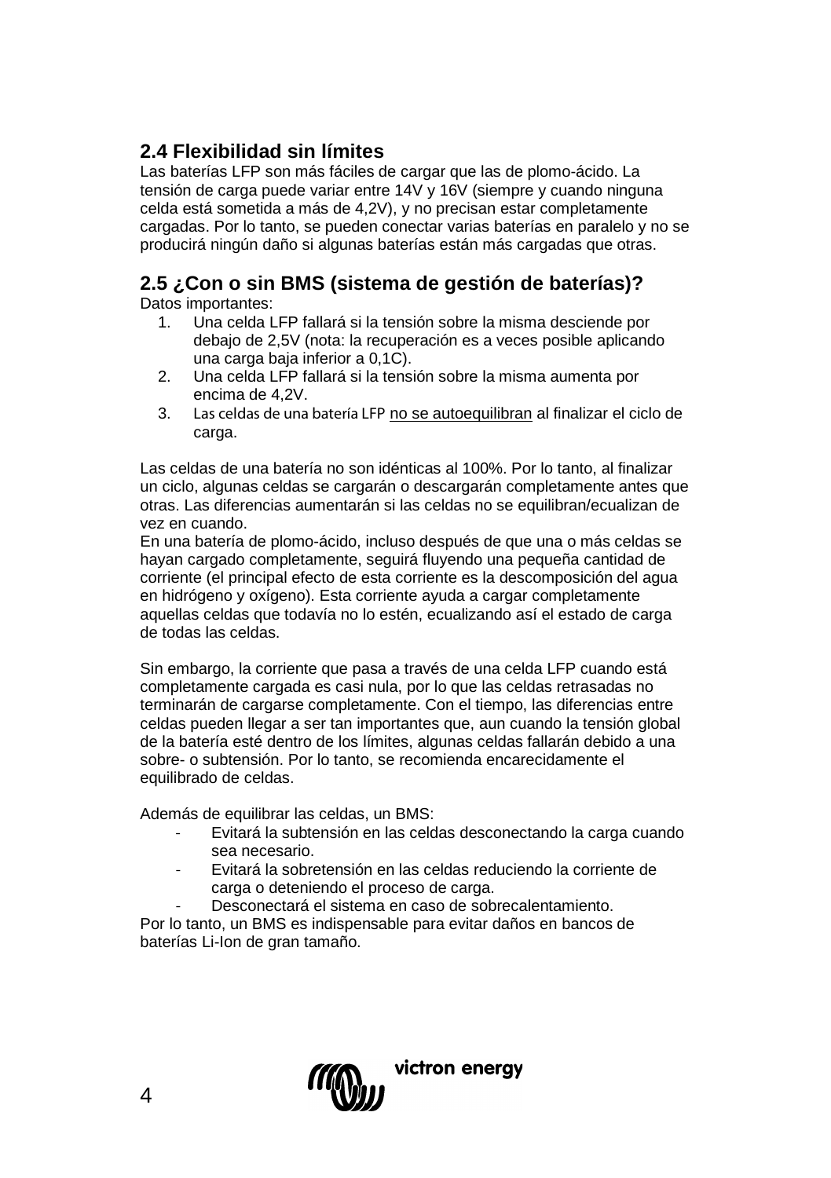## 2.4 Flexibilidad sin límites

Las baterías LFP son más fáciles de cargar que las de plomo-ácido. La tensión de carga puede variar entre 14V y 16V (siempre y cuando ninguna celda está sometida a más de 4,2V), y no precisan estar completamente cargadas. Por lo tanto, se pueden conectar varias baterías en paralelo y no se producirá ningún daño si algunas baterías están más cargadas que otras.

## 2.5 ¿Con o sin BMS (sistema de gestión de baterías)?

Datos importantes:

1. Una celda LFP fallará si la tensión sobre la misma desciende por debajo de 2,5V (nota: la recuperación es a veces posible aplicando una carga baja inferior a 0,1C).
2. Una celda LFP fallará si la tensión sobre la misma aumenta por encima de 4,2V.
3. Las celdas de una batería LFP no se autoequilibran al finalizar el ciclo de carga.

Las celdas de una batería no son idénticas al 100%. Por lo tanto, al finalizar un ciclo, algunas celdas se cargarán o descargarán completamente antes que otras. Las diferencias aumentarán si las celdas no se equilibran/ecualizan de vez en cuando.
En una batería de plomo-ácido, incluso después de que una o más celdas se hayan cargado completamente, seguirá fluyendo una pequeña cantidad de corriente (el principal efecto de esta corriente es la descomposición del agua en hidrógeno y oxígeno). Esta corriente ayuda a cargar completamente aquellas celdas que todavía no lo estén, ecualizando así el estado de carga de todas las celdas.

Sin embargo, la corriente que pasa a través de una celda LFP cuando está completamente cargada es casi nula, por lo que las celdas retrasadas no terminarán de cargarse completamente. Con el tiempo, las diferencias entre celdas pueden llegar a ser tan importantes que, aun cuando la tensión global de la batería esté dentro de los límites, algunas celdas fallarán debido a una sobre- o subtensión. Por lo tanto, se recomienda encarecidamente el equilibrado de celdas.

Además de equilibrar las celdas, un BMS:

- Evitará la subtensión en las celdas desconectando la carga cuando sea necesario.
- Evitará la sobretensión en las celdas reduciendo la corriente de carga o deteniendo el proceso de carga.
- Desconectará el sistema en caso de sobrecalentamiento.

Por lo tanto, un BMS es indispensable para evitar daños en bancos de baterías Li-Ion de gran tamaño.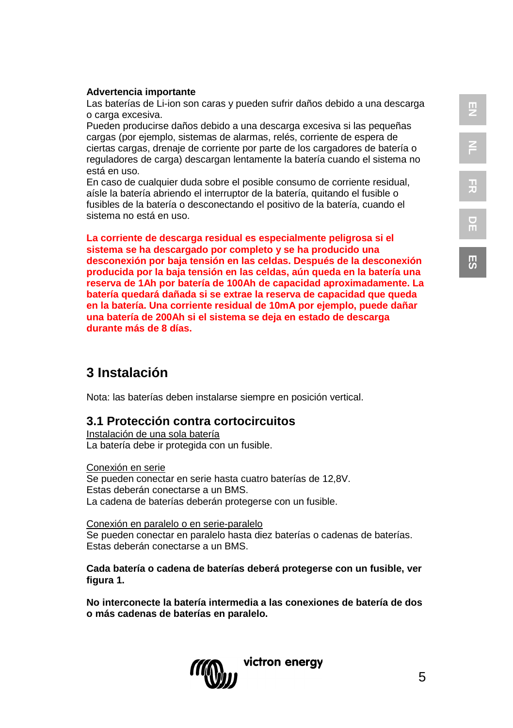**Advertencia importante**
Las baterías de Li-ion son caras y pueden sufrir daños debido a una descarga o carga excesiva.
Pueden producirse daños debido a una descarga excesiva si las pequeñas cargas (por ejemplo, sistemas de alarmas, relés, corriente de espera de ciertas cargas, drenaje de corriente por parte de los cargadores de batería o reguladores de carga) descargan lentamente la batería cuando el sistema no está en uso.
En caso de cualquier duda sobre el posible consumo de corriente residual, aísle la batería abriendo el interruptor de la batería, quitando el fusible o fusibles de la batería o desconectando el positivo de la batería, cuando el sistema no está en uso.

**La corriente de descarga residual es especialmente peligrosa si el sistema se ha descargado por completo y se ha producido una desconexión por baja tensión en las celdas. Después de la desconexión producida por la baja tensión en las celdas, aún queda en la batería una reserva de 1Ah por batería de 100Ah de capacidad aproximadamente. La batería quedará dañada si se extrae la reserva de capacidad que queda en la batería. Una corriente residual de 10mA por ejemplo, puede dañar una batería de 200Ah si el sistema se deja en estado de descarga durante más de 8 días.**

# 3 Instalación

Nota: las baterías deben instalarse siempre en posición vertical.

## 3.1 Protección contra cortocircuitos

Instalación de una sola batería
La batería debe ir protegida con un fusible.

Conexión en serie
Se pueden conectar en serie hasta cuatro baterías de 12,8V.
Estas deberán conectarse a un BMS.
La cadena de baterías deberán protegerse con un fusible.

Conexión en paralelo o en serie-paralelo
Se pueden conectar en paralelo hasta diez baterías o cadenas de baterías.
Estas deberán conectarse a un BMS.

**Cada batería o cadena de baterías deberá protegerse con un fusible, ver figura 1.**

**No interconecte la batería intermedia a las conexiones de batería de dos o más cadenas de baterías en paralelo.**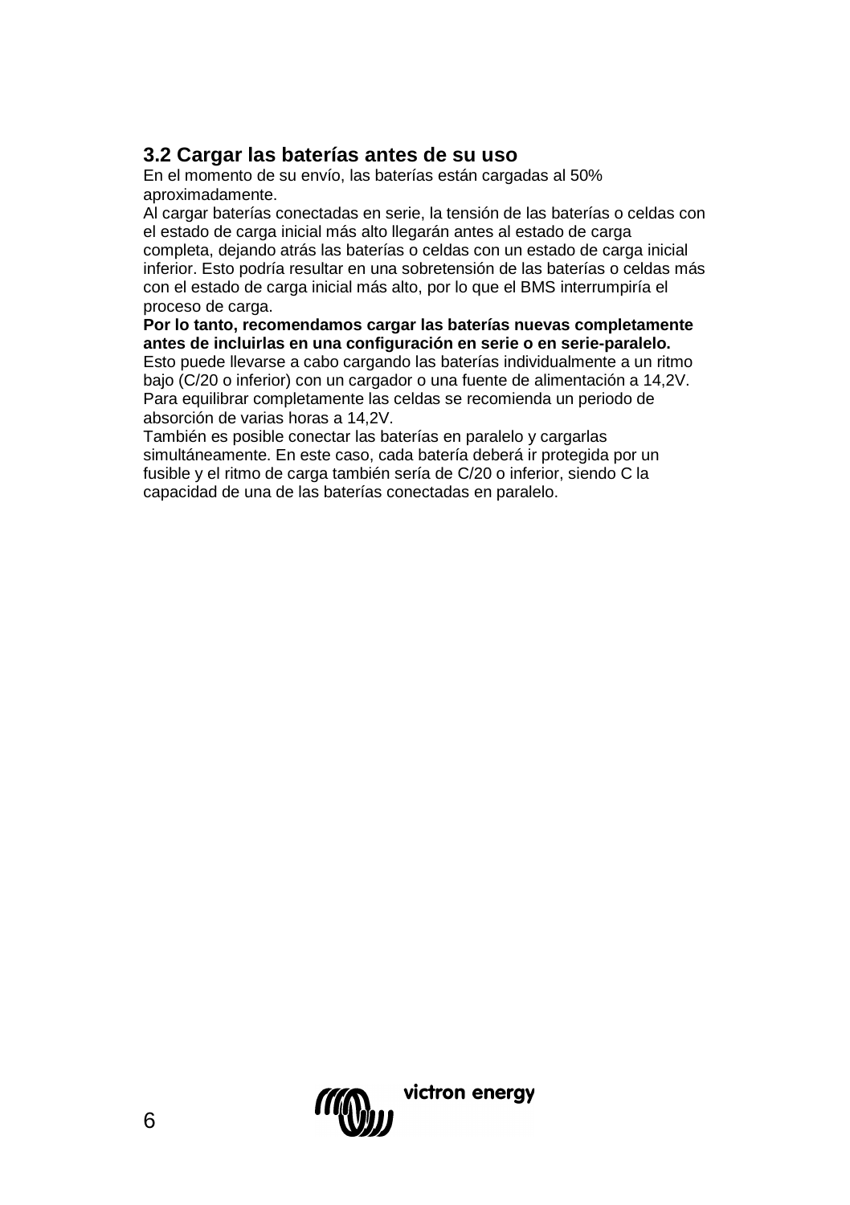## 3.2 Cargar las baterías antes de su uso

En el momento de su envío, las baterías están cargadas al 50% aproximadamente.

Al cargar baterías conectadas en serie, la tensión de las baterías o celdas con el estado de carga inicial más alto llegarán antes al estado de carga completa, dejando atrás las baterías o celdas con un estado de carga inicial inferior. Esto podría resultar en una sobretensión de las baterías o celdas más con el estado de carga inicial más alto, por lo que el BMS interrumpiría el proceso de carga.

**Por lo tanto, recomendamos cargar las baterías nuevas completamente antes de incluirlas en una configuración en serie o en serie-paralelo.**

Esto puede llevarse a cabo cargando las baterías individualmente a un ritmo bajo (C/20 o inferior) con un cargador o una fuente de alimentación a 14,2V. Para equilibrar completamente las celdas se recomienda un periodo de absorción de varias horas a 14,2V.

También es posible conectar las baterías en paralelo y cargarlas simultáneamente. En este caso, cada batería deberá ir protegida por un fusible y el ritmo de carga también sería de C/20 o inferior, siendo C la capacidad de una de las baterías conectadas en paralelo.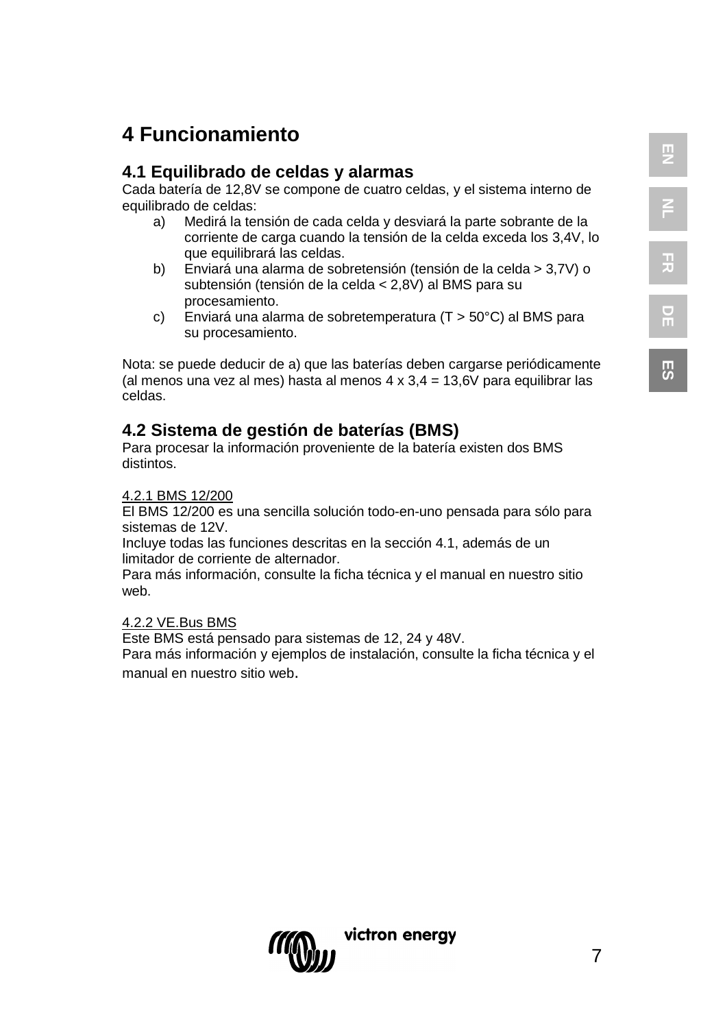# 4 Funcionamiento

## 4.1 Equilibrado de celdas y alarmas

Cada batería de 12,8V se compone de cuatro celdas, y el sistema interno de equilibrado de celdas:

a) Medirá la tensión de cada celda y desviará la parte sobrante de la corriente de carga cuando la tensión de la celda exceda los 3,4V, lo que equilibrará las celdas.

b) Enviará una alarma de sobretensión (tensión de la celda > 3,7V) o subtensión (tensión de la celda < 2,8V) al BMS para su procesamiento.

c) Enviará una alarma de sobretemperatura (T > 50°C) al BMS para su procesamiento.

Nota: se puede deducir de a) que las baterías deben cargarse periódicamente (al menos una vez al mes) hasta al menos 4 x 3,4 = 13,6V para equilibrar las celdas.

## 4.2 Sistema de gestión de baterías (BMS)

Para procesar la información proveniente de la batería existen dos BMS distintos.

4.2.1 BMS 12/200

El BMS 12/200 es una sencilla solución todo-en-uno pensada para sólo para sistemas de 12V.
Incluye todas las funciones descritas en la sección 4.1, además de un limitador de corriente de alternador.
Para más información, consulte la ficha técnica y el manual en nuestro sitio web.

4.2.2 VE.Bus BMS

Este BMS está pensado para sistemas de 12, 24 y 48V.
Para más información y ejemplos de instalación, consulte la ficha técnica y el manual en nuestro sitio web.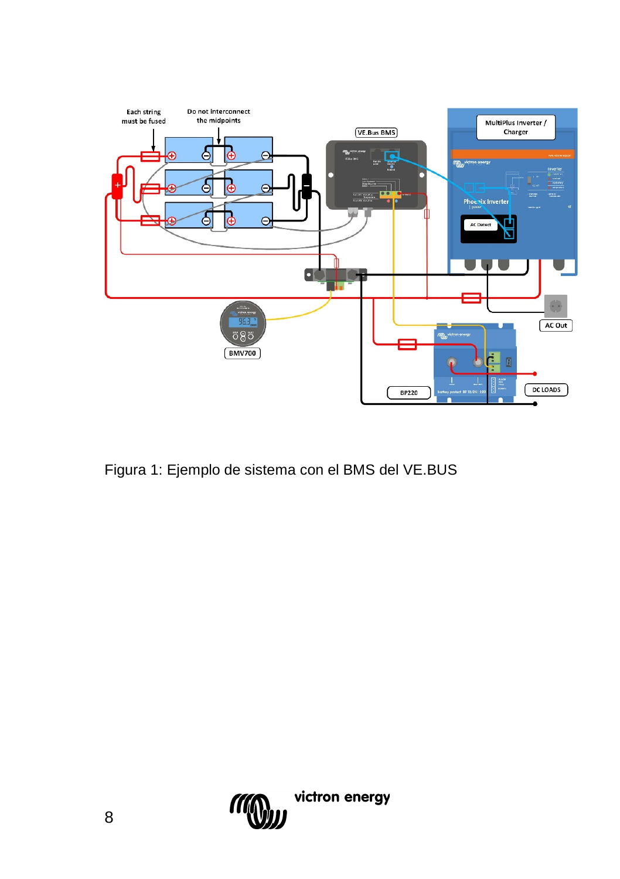Figura 1: Ejemplo de sistema con el BMS del VE.BUS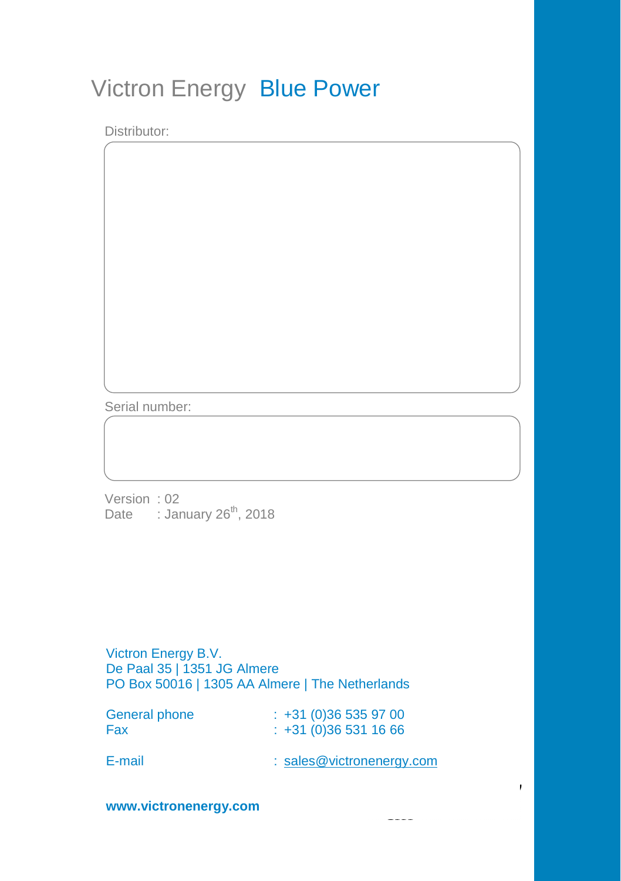# Victron Energy  Blue Power

Distributor:

Serial number:

Version : 02
Date : January 26th, 2018

Victron Energy B.V.
De Paal 35 | 1351 JG Almere
PO Box 50016 | 1305 AA Almere | The Netherlands

General phone : +31 (0)36 535 97 00
Fax : +31 (0)36 531 16 66

E-mail : sales@victronenergy.com

**www.victronenergy.com**